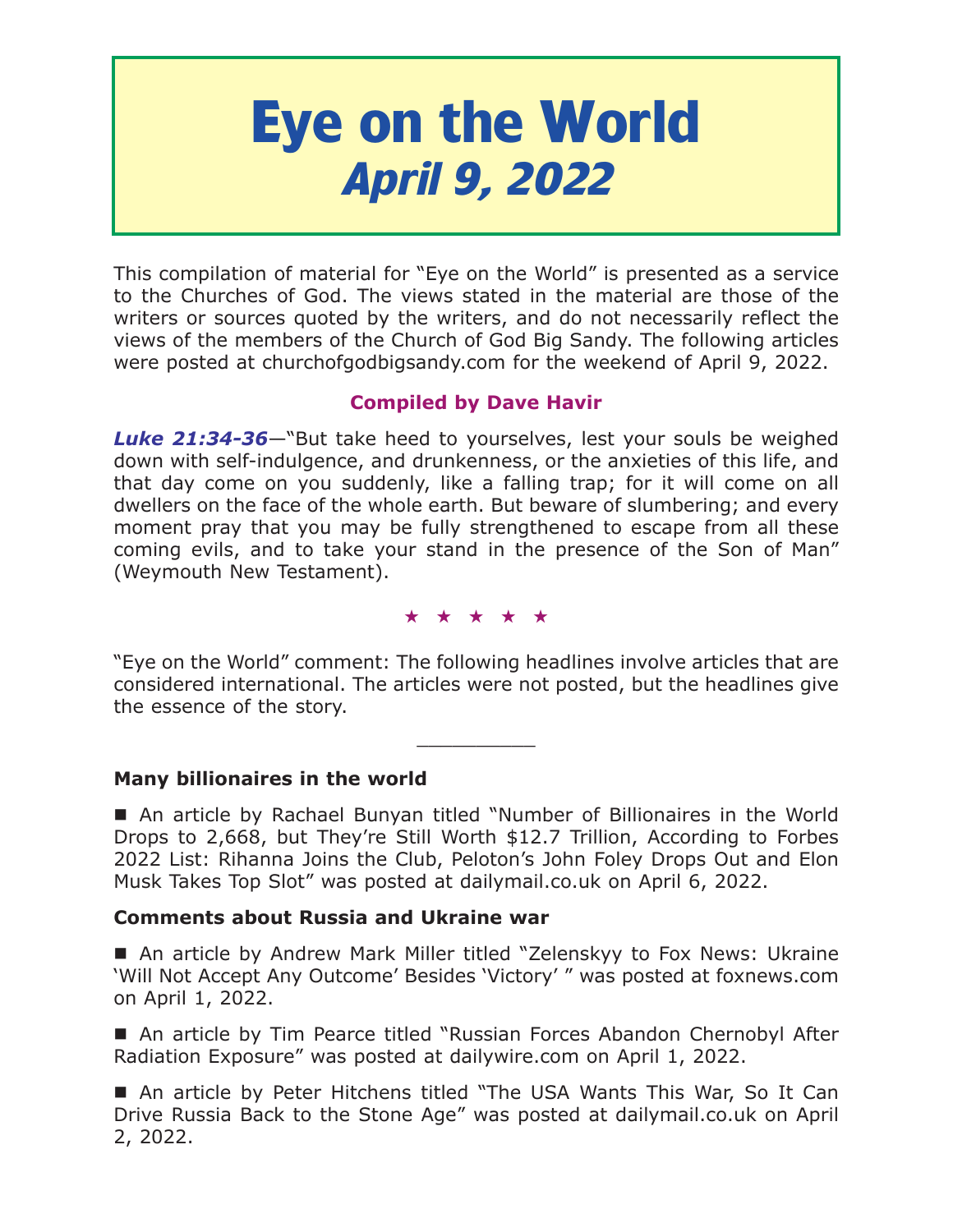# Eye on the World
## *April 9, 2022*

This compilation of material for "Eye on the World" is presented as a service to the Churches of God. The views stated in the material are those of the writers or sources quoted by the writers, and do not necessarily reflect the views of the members of the Church of God Big Sandy. The following articles were posted at churchofgodbigsandy.com for the weekend of April 9, 2022.

**Compiled by Dave Havir**

***Luke 21:34-36***—"But take heed to yourselves, lest your souls be weighed down with self-indulgence, and drunkenness, or the anxieties of this life, and that day come on you suddenly, like a falling trap; for it will come on all dwellers on the face of the whole earth. But beware of slumbering; and every moment pray that you may be fully strengthened to escape from all these coming evils, and to take your stand in the presence of the Son of Man" (Weymouth New Testament).

★ ★ ★ ★ ★

"Eye on the World" comment: The following headlines involve articles that are considered international. The articles were not posted, but the headlines give the essence of the story.

---

**Many billionaires in the world**

■ An article by Rachael Bunyan titled "Number of Billionaires in the World Drops to 2,668, but They're Still Worth $12.7 Trillion, According to Forbes 2022 List: Rihanna Joins the Club, Peloton's John Foley Drops Out and Elon Musk Takes Top Slot" was posted at dailymail.co.uk on April 6, 2022.

**Comments about Russia and Ukraine war**

■ An article by Andrew Mark Miller titled "Zelenskyy to Fox News: Ukraine 'Will Not Accept Any Outcome' Besides 'Victory' " was posted at foxnews.com on April 1, 2022.

■ An article by Tim Pearce titled "Russian Forces Abandon Chernobyl After Radiation Exposure" was posted at dailywire.com on April 1, 2022.

■ An article by Peter Hitchens titled "The USA Wants This War, So It Can Drive Russia Back to the Stone Age" was posted at dailymail.co.uk on April 2, 2022.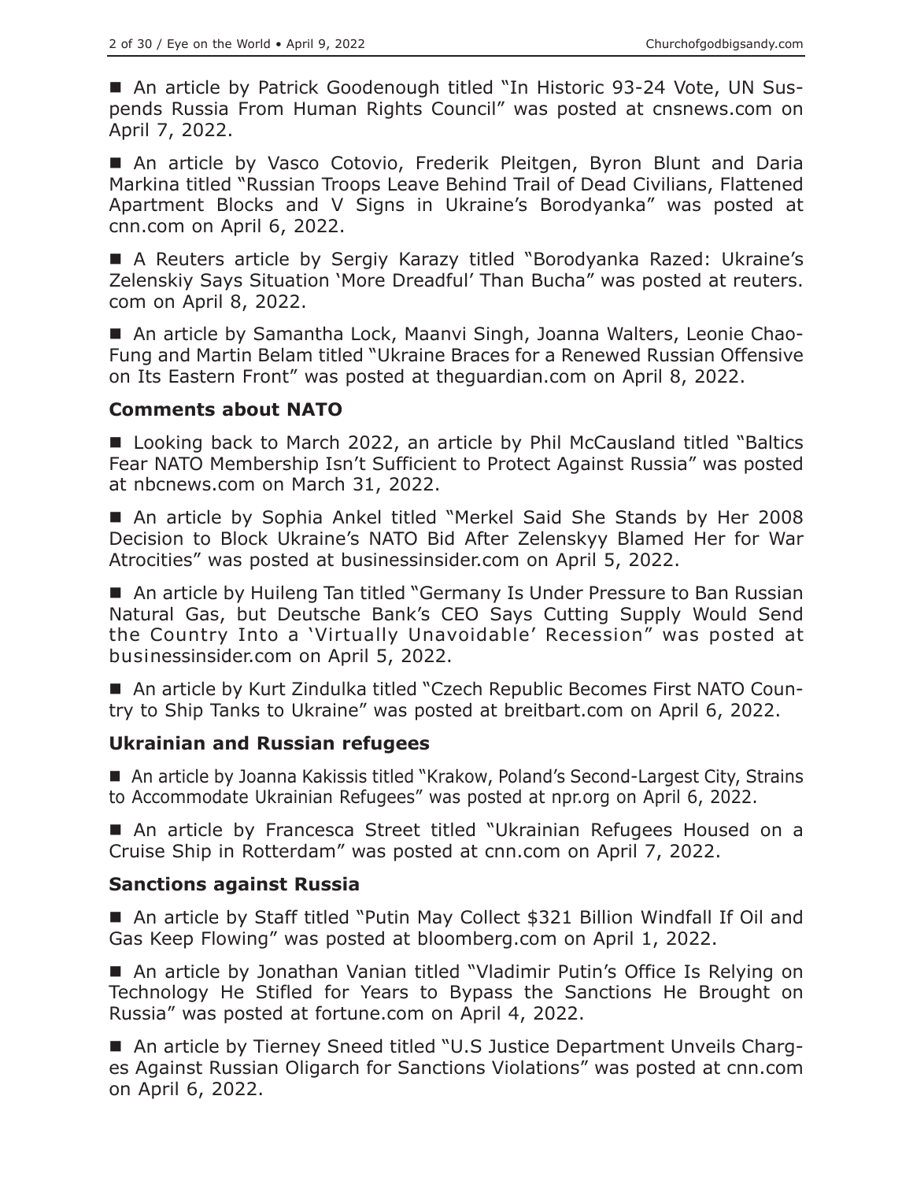■ An article by Patrick Goodenough titled "In Historic 93-24 Vote, UN Suspends Russia From Human Rights Council" was posted at cnsnews.com on April 7, 2022.

■ An article by Vasco Cotovio, Frederik Pleitgen, Byron Blunt and Daria Markina titled "Russian Troops Leave Behind Trail of Dead Civilians, Flattened Apartment Blocks and V Signs in Ukraine's Borodyanka" was posted at cnn.com on April 6, 2022.

■ A Reuters article by Sergiy Karazy titled "Borodyanka Razed: Ukraine's Zelenskiy Says Situation 'More Dreadful' Than Bucha" was posted at reuters.com on April 8, 2022.

■ An article by Samantha Lock, Maanvi Singh, Joanna Walters, Leonie Chao-Fung and Martin Belam titled "Ukraine Braces for a Renewed Russian Offensive on Its Eastern Front" was posted at theguardian.com on April 8, 2022.

### Comments about NATO

■ Looking back to March 2022, an article by Phil McCausland titled "Baltics Fear NATO Membership Isn't Sufficient to Protect Against Russia" was posted at nbcnews.com on March 31, 2022.

■ An article by Sophia Ankel titled "Merkel Said She Stands by Her 2008 Decision to Block Ukraine's NATO Bid After Zelenskyy Blamed Her for War Atrocities" was posted at businessinsider.com on April 5, 2022.

■ An article by Huileng Tan titled "Germany Is Under Pressure to Ban Russian Natural Gas, but Deutsche Bank's CEO Says Cutting Supply Would Send the Country Into a 'Virtually Unavoidable' Recession" was posted at businessinsider.com on April 5, 2022.

■ An article by Kurt Zindulka titled "Czech Republic Becomes First NATO Country to Ship Tanks to Ukraine" was posted at breitbart.com on April 6, 2022.

### Ukrainian and Russian refugees

■ An article by Joanna Kakissis titled "Krakow, Poland's Second-Largest City, Strains to Accommodate Ukrainian Refugees" was posted at npr.org on April 6, 2022.

■ An article by Francesca Street titled "Ukrainian Refugees Housed on a Cruise Ship in Rotterdam" was posted at cnn.com on April 7, 2022.

### Sanctions against Russia

■ An article by Staff titled "Putin May Collect $321 Billion Windfall If Oil and Gas Keep Flowing" was posted at bloomberg.com on April 1, 2022.

■ An article by Jonathan Vanian titled "Vladimir Putin's Office Is Relying on Technology He Stifled for Years to Bypass the Sanctions He Brought on Russia" was posted at fortune.com on April 4, 2022.

■ An article by Tierney Sneed titled "U.S Justice Department Unveils Charges Against Russian Oligarch for Sanctions Violations" was posted at cnn.com on April 6, 2022.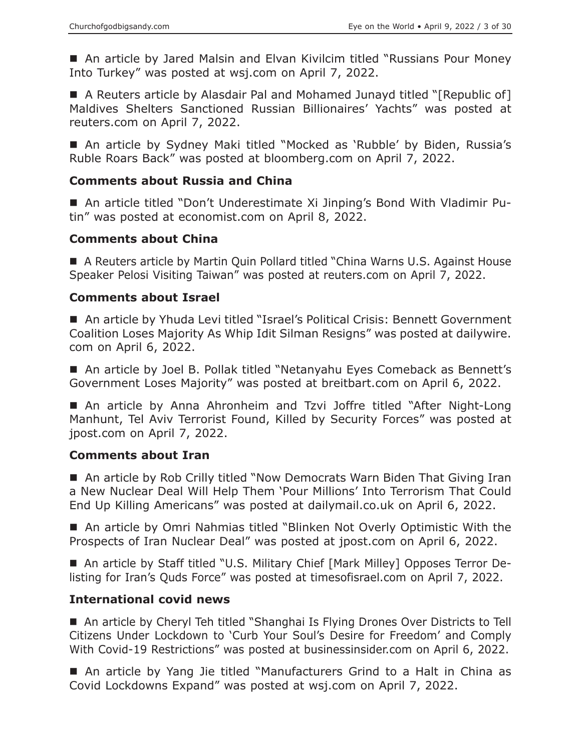■ An article by Jared Malsin and Elvan Kivilcim titled "Russians Pour Money Into Turkey" was posted at wsj.com on April 7, 2022.

■ A Reuters article by Alasdair Pal and Mohamed Junayd titled "[Republic of] Maldives Shelters Sanctioned Russian Billionaires' Yachts" was posted at reuters.com on April 7, 2022.

■ An article by Sydney Maki titled "Mocked as 'Rubble' by Biden, Russia's Ruble Roars Back" was posted at bloomberg.com on April 7, 2022.

### Comments about Russia and China

■ An article titled "Don't Underestimate Xi Jinping's Bond With Vladimir Putin" was posted at economist.com on April 8, 2022.

### Comments about China

■ A Reuters article by Martin Quin Pollard titled "China Warns U.S. Against House Speaker Pelosi Visiting Taiwan" was posted at reuters.com on April 7, 2022.

### Comments about Israel

■ An article by Yhuda Levi titled "Israel's Political Crisis: Bennett Government Coalition Loses Majority As Whip Idit Silman Resigns" was posted at dailywire.com on April 6, 2022.

■ An article by Joel B. Pollak titled "Netanyahu Eyes Comeback as Bennett's Government Loses Majority" was posted at breitbart.com on April 6, 2022.

■ An article by Anna Ahronheim and Tzvi Joffre titled "After Night-Long Manhunt, Tel Aviv Terrorist Found, Killed by Security Forces" was posted at jpost.com on April 7, 2022.

### Comments about Iran

■ An article by Rob Crilly titled "Now Democrats Warn Biden That Giving Iran a New Nuclear Deal Will Help Them 'Pour Millions' Into Terrorism That Could End Up Killing Americans" was posted at dailymail.co.uk on April 6, 2022.

■ An article by Omri Nahmias titled "Blinken Not Overly Optimistic With the Prospects of Iran Nuclear Deal" was posted at jpost.com on April 6, 2022.

■ An article by Staff titled "U.S. Military Chief [Mark Milley] Opposes Terror Delisting for Iran's Quds Force" was posted at timesofisrael.com on April 7, 2022.

### International covid news

■ An article by Cheryl Teh titled "Shanghai Is Flying Drones Over Districts to Tell Citizens Under Lockdown to 'Curb Your Soul's Desire for Freedom' and Comply With Covid-19 Restrictions" was posted at businessinsider.com on April 6, 2022.

■ An article by Yang Jie titled "Manufacturers Grind to a Halt in China as Covid Lockdowns Expand" was posted at wsj.com on April 7, 2022.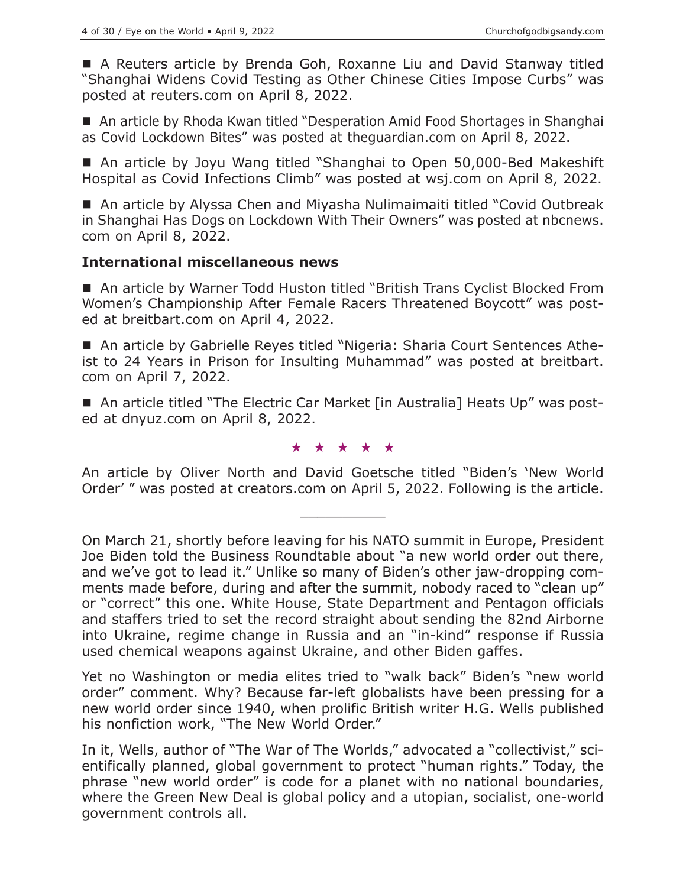■ A Reuters article by Brenda Goh, Roxanne Liu and David Stanway titled "Shanghai Widens Covid Testing as Other Chinese Cities Impose Curbs" was posted at reuters.com on April 8, 2022.

■ An article by Rhoda Kwan titled "Desperation Amid Food Shortages in Shanghai as Covid Lockdown Bites" was posted at theguardian.com on April 8, 2022.

■ An article by Joyu Wang titled "Shanghai to Open 50,000-Bed Makeshift Hospital as Covid Infections Climb" was posted at wsj.com on April 8, 2022.

■ An article by Alyssa Chen and Miyasha Nulimaimaiti titled "Covid Outbreak in Shanghai Has Dogs on Lockdown With Their Owners" was posted at nbcnews.com on April 8, 2022.

## International miscellaneous news

■ An article by Warner Todd Huston titled "British Trans Cyclist Blocked From Women's Championship After Female Racers Threatened Boycott" was posted at breitbart.com on April 4, 2022.

■ An article by Gabrielle Reyes titled "Nigeria: Sharia Court Sentences Atheist to 24 Years in Prison for Insulting Muhammad" was posted at breitbart.com on April 7, 2022.

■ An article titled "The Electric Car Market [in Australia] Heats Up" was posted at dnyuz.com on April 8, 2022.

★ ★ ★ ★ ★

An article by Oliver North and David Goetsche titled "Biden's 'New World Order' " was posted at creators.com on April 5, 2022. Following is the article.

---

On March 21, shortly before leaving for his NATO summit in Europe, President Joe Biden told the Business Roundtable about "a new world order out there, and we've got to lead it." Unlike so many of Biden's other jaw-dropping comments made before, during and after the summit, nobody raced to "clean up" or "correct" this one. White House, State Department and Pentagon officials and staffers tried to set the record straight about sending the 82nd Airborne into Ukraine, regime change in Russia and an "in-kind" response if Russia used chemical weapons against Ukraine, and other Biden gaffes.

Yet no Washington or media elites tried to "walk back" Biden's "new world order" comment. Why? Because far-left globalists have been pressing for a new world order since 1940, when prolific British writer H.G. Wells published his nonfiction work, "The New World Order."

In it, Wells, author of "The War of The Worlds," advocated a "collectivist," scientifically planned, global government to protect "human rights." Today, the phrase "new world order" is code for a planet with no national boundaries, where the Green New Deal is global policy and a utopian, socialist, one-world government controls all.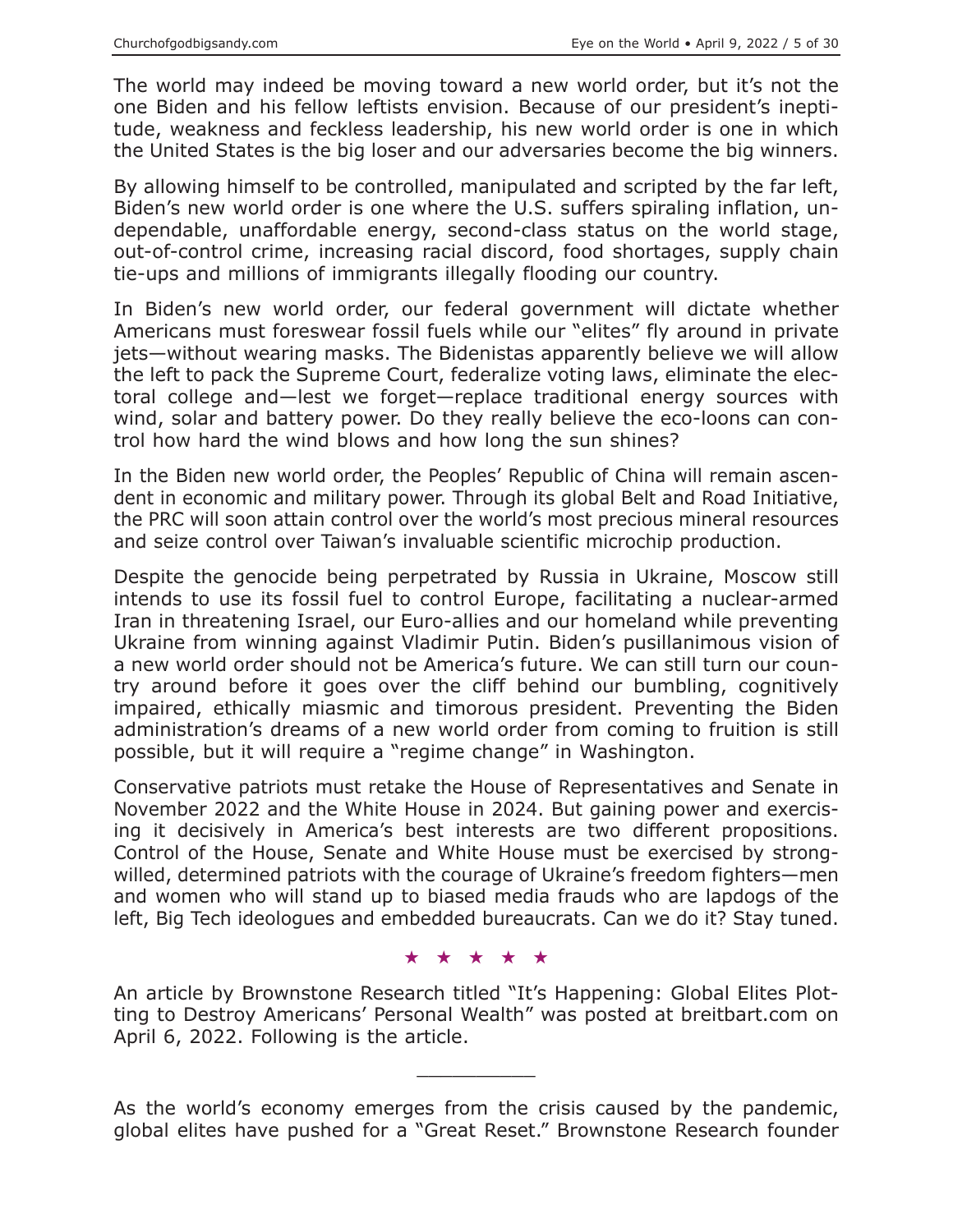The world may indeed be moving toward a new world order, but it's not the one Biden and his fellow leftists envision. Because of our president's ineptitude, weakness and feckless leadership, his new world order is one in which the United States is the big loser and our adversaries become the big winners.

By allowing himself to be controlled, manipulated and scripted by the far left, Biden's new world order is one where the U.S. suffers spiraling inflation, undependable, unaffordable energy, second-class status on the world stage, out-of-control crime, increasing racial discord, food shortages, supply chain tie-ups and millions of immigrants illegally flooding our country.

In Biden's new world order, our federal government will dictate whether Americans must foreswear fossil fuels while our "elites" fly around in private jets—without wearing masks. The Bidenistas apparently believe we will allow the left to pack the Supreme Court, federalize voting laws, eliminate the electoral college and—lest we forget—replace traditional energy sources with wind, solar and battery power. Do they really believe the eco-loons can control how hard the wind blows and how long the sun shines?

In the Biden new world order, the Peoples' Republic of China will remain ascendent in economic and military power. Through its global Belt and Road Initiative, the PRC will soon attain control over the world's most precious mineral resources and seize control over Taiwan's invaluable scientific microchip production.

Despite the genocide being perpetrated by Russia in Ukraine, Moscow still intends to use its fossil fuel to control Europe, facilitating a nuclear-armed Iran in threatening Israel, our Euro-allies and our homeland while preventing Ukraine from winning against Vladimir Putin. Biden's pusillanimous vision of a new world order should not be America's future. We can still turn our country around before it goes over the cliff behind our bumbling, cognitively impaired, ethically miasmic and timorous president. Preventing the Biden administration's dreams of a new world order from coming to fruition is still possible, but it will require a "regime change" in Washington.

Conservative patriots must retake the House of Representatives and Senate in November 2022 and the White House in 2024. But gaining power and exercising it decisively in America's best interests are two different propositions. Control of the House, Senate and White House must be exercised by strong-willed, determined patriots with the courage of Ukraine's freedom fighters—men and women who will stand up to biased media frauds who are lapdogs of the left, Big Tech ideologues and embedded bureaucrats. Can we do it? Stay tuned.

★ ★ ★ ★ ★

An article by Brownstone Research titled "It's Happening: Global Elites Plotting to Destroy Americans' Personal Wealth" was posted at breitbart.com on April 6, 2022. Following is the article.

---

As the world's economy emerges from the crisis caused by the pandemic, global elites have pushed for a "Great Reset." Brownstone Research founder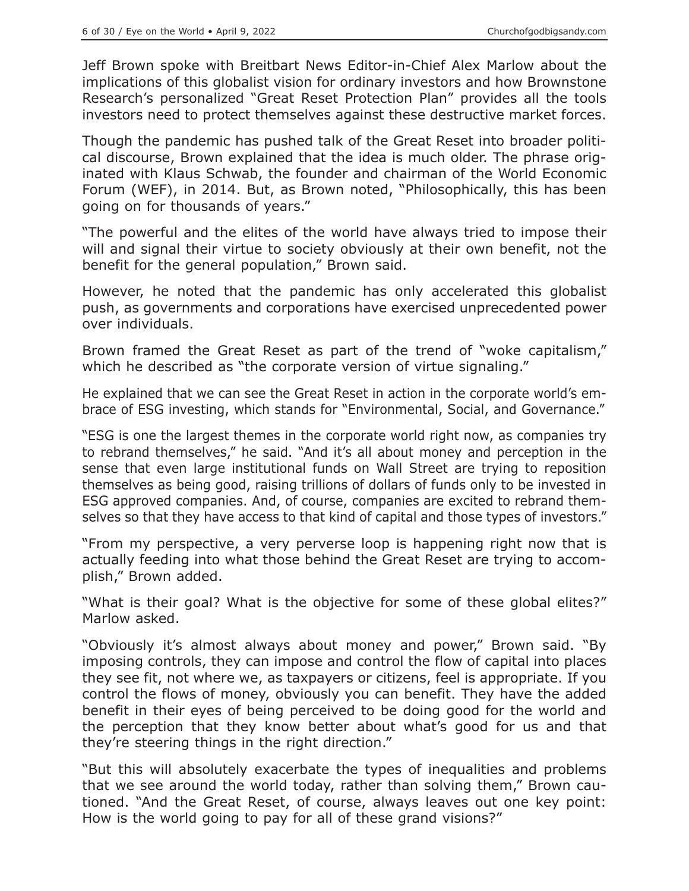Jeff Brown spoke with Breitbart News Editor-in-Chief Alex Marlow about the implications of this globalist vision for ordinary investors and how Brownstone Research's personalized "Great Reset Protection Plan" provides all the tools investors need to protect themselves against these destructive market forces.

Though the pandemic has pushed talk of the Great Reset into broader political discourse, Brown explained that the idea is much older. The phrase originated with Klaus Schwab, the founder and chairman of the World Economic Forum (WEF), in 2014. But, as Brown noted, "Philosophically, this has been going on for thousands of years."

"The powerful and the elites of the world have always tried to impose their will and signal their virtue to society obviously at their own benefit, not the benefit for the general population," Brown said.

However, he noted that the pandemic has only accelerated this globalist push, as governments and corporations have exercised unprecedented power over individuals.

Brown framed the Great Reset as part of the trend of "woke capitalism," which he described as "the corporate version of virtue signaling."

He explained that we can see the Great Reset in action in the corporate world's embrace of ESG investing, which stands for "Environmental, Social, and Governance."

"ESG is one the largest themes in the corporate world right now, as companies try to rebrand themselves," he said. "And it's all about money and perception in the sense that even large institutional funds on Wall Street are trying to reposition themselves as being good, raising trillions of dollars of funds only to be invested in ESG approved companies. And, of course, companies are excited to rebrand themselves so that they have access to that kind of capital and those types of investors."

"From my perspective, a very perverse loop is happening right now that is actually feeding into what those behind the Great Reset are trying to accomplish," Brown added.

"What is their goal? What is the objective for some of these global elites?" Marlow asked.

"Obviously it's almost always about money and power," Brown said. "By imposing controls, they can impose and control the flow of capital into places they see fit, not where we, as taxpayers or citizens, feel is appropriate. If you control the flows of money, obviously you can benefit. They have the added benefit in their eyes of being perceived to be doing good for the world and the perception that they know better about what's good for us and that they're steering things in the right direction."

"But this will absolutely exacerbate the types of inequalities and problems that we see around the world today, rather than solving them," Brown cautioned. "And the Great Reset, of course, always leaves out one key point: How is the world going to pay for all of these grand visions?"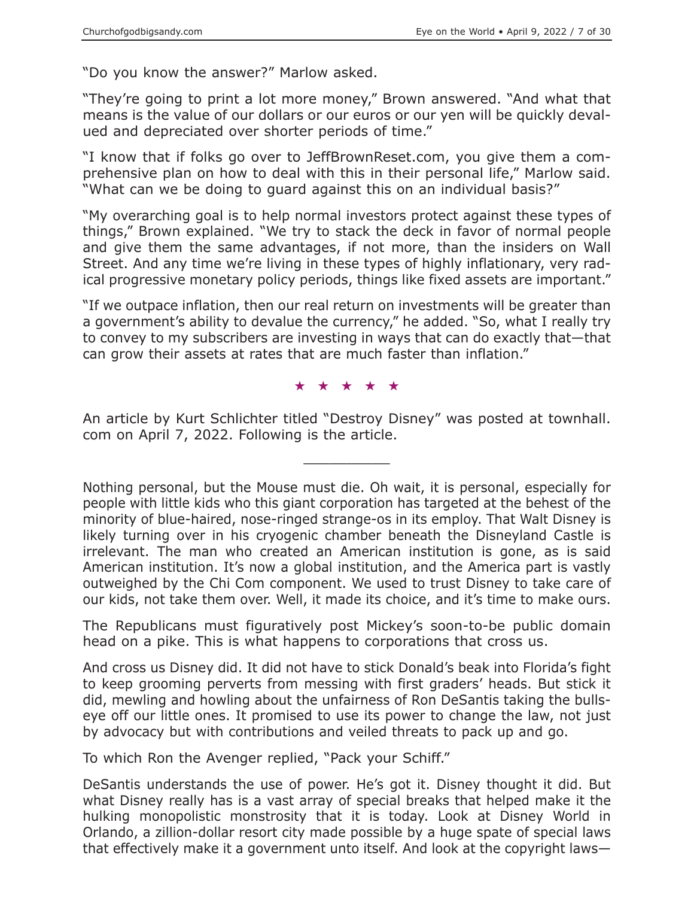"Do you know the answer?" Marlow asked.

"They're going to print a lot more money," Brown answered. "And what that means is the value of our dollars or our euros or our yen will be quickly devalued and depreciated over shorter periods of time."

"I know that if folks go over to JeffBrownReset.com, you give them a comprehensive plan on how to deal with this in their personal life," Marlow said. "What can we be doing to guard against this on an individual basis?"

"My overarching goal is to help normal investors protect against these types of things," Brown explained. "We try to stack the deck in favor of normal people and give them the same advantages, if not more, than the insiders on Wall Street. And any time we're living in these types of highly inflationary, very radical progressive monetary policy periods, things like fixed assets are important."

"If we outpace inflation, then our real return on investments will be greater than a government's ability to devalue the currency," he added. "So, what I really try to convey to my subscribers are investing in ways that can do exactly that—that can grow their assets at rates that are much faster than inflation."

★ ★ ★ ★ ★

An article by Kurt Schlichter titled "Destroy Disney" was posted at townhall.com on April 7, 2022. Following is the article.

---

Nothing personal, but the Mouse must die. Oh wait, it is personal, especially for people with little kids who this giant corporation has targeted at the behest of the minority of blue-haired, nose-ringed strange-os in its employ. That Walt Disney is likely turning over in his cryogenic chamber beneath the Disneyland Castle is irrelevant. The man who created an American institution is gone, as is said American institution. It's now a global institution, and the America part is vastly outweighed by the Chi Com component. We used to trust Disney to take care of our kids, not take them over. Well, it made its choice, and it's time to make ours.

The Republicans must figuratively post Mickey's soon-to-be public domain head on a pike. This is what happens to corporations that cross us.

And cross us Disney did. It did not have to stick Donald's beak into Florida's fight to keep grooming perverts from messing with first graders' heads. But stick it did, mewling and howling about the unfairness of Ron DeSantis taking the bullseye off our little ones. It promised to use its power to change the law, not just by advocacy but with contributions and veiled threats to pack up and go.

To which Ron the Avenger replied, "Pack your Schiff."

DeSantis understands the use of power. He's got it. Disney thought it did. But what Disney really has is a vast array of special breaks that helped make it the hulking monopolistic monstrosity that it is today. Look at Disney World in Orlando, a zillion-dollar resort city made possible by a huge spate of special laws that effectively make it a government unto itself. And look at the copyright laws—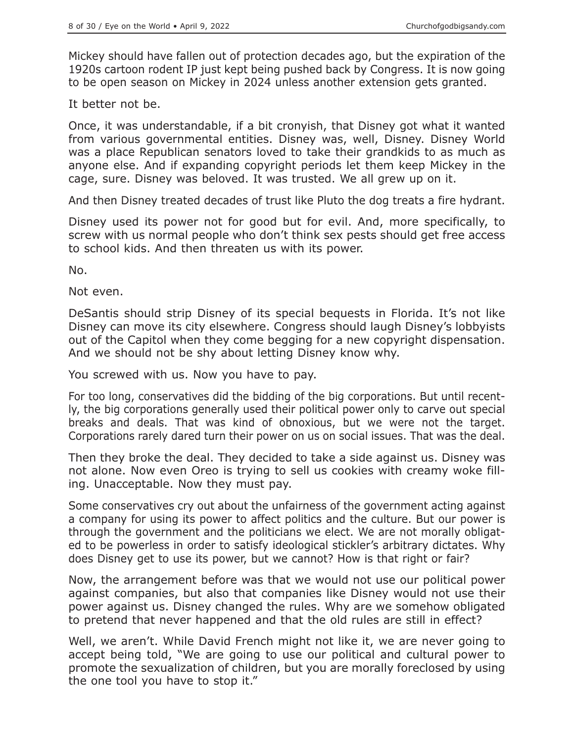Mickey should have fallen out of protection decades ago, but the expiration of the 1920s cartoon rodent IP just kept being pushed back by Congress. It is now going to be open season on Mickey in 2024 unless another extension gets granted.

It better not be.

Once, it was understandable, if a bit cronyish, that Disney got what it wanted from various governmental entities. Disney was, well, Disney. Disney World was a place Republican senators loved to take their grandkids to as much as anyone else. And if expanding copyright periods let them keep Mickey in the cage, sure. Disney was beloved. It was trusted. We all grew up on it.

And then Disney treated decades of trust like Pluto the dog treats a fire hydrant.

Disney used its power not for good but for evil. And, more specifically, to screw with us normal people who don't think sex pests should get free access to school kids. And then threaten us with its power.

No.

Not even.

DeSantis should strip Disney of its special bequests in Florida. It's not like Disney can move its city elsewhere. Congress should laugh Disney's lobbyists out of the Capitol when they come begging for a new copyright dispensation. And we should not be shy about letting Disney know why.

You screwed with us. Now you have to pay.

For too long, conservatives did the bidding of the big corporations. But until recently, the big corporations generally used their political power only to carve out special breaks and deals. That was kind of obnoxious, but we were not the target. Corporations rarely dared turn their power on us on social issues. That was the deal.

Then they broke the deal. They decided to take a side against us. Disney was not alone. Now even Oreo is trying to sell us cookies with creamy woke filling. Unacceptable. Now they must pay.

Some conservatives cry out about the unfairness of the government acting against a company for using its power to affect politics and the culture. But our power is through the government and the politicians we elect. We are not morally obligated to be powerless in order to satisfy ideological stickler's arbitrary dictates. Why does Disney get to use its power, but we cannot? How is that right or fair?

Now, the arrangement before was that we would not use our political power against companies, but also that companies like Disney would not use their power against us. Disney changed the rules. Why are we somehow obligated to pretend that never happened and that the old rules are still in effect?

Well, we aren't. While David French might not like it, we are never going to accept being told, "We are going to use our political and cultural power to promote the sexualization of children, but you are morally foreclosed by using the one tool you have to stop it."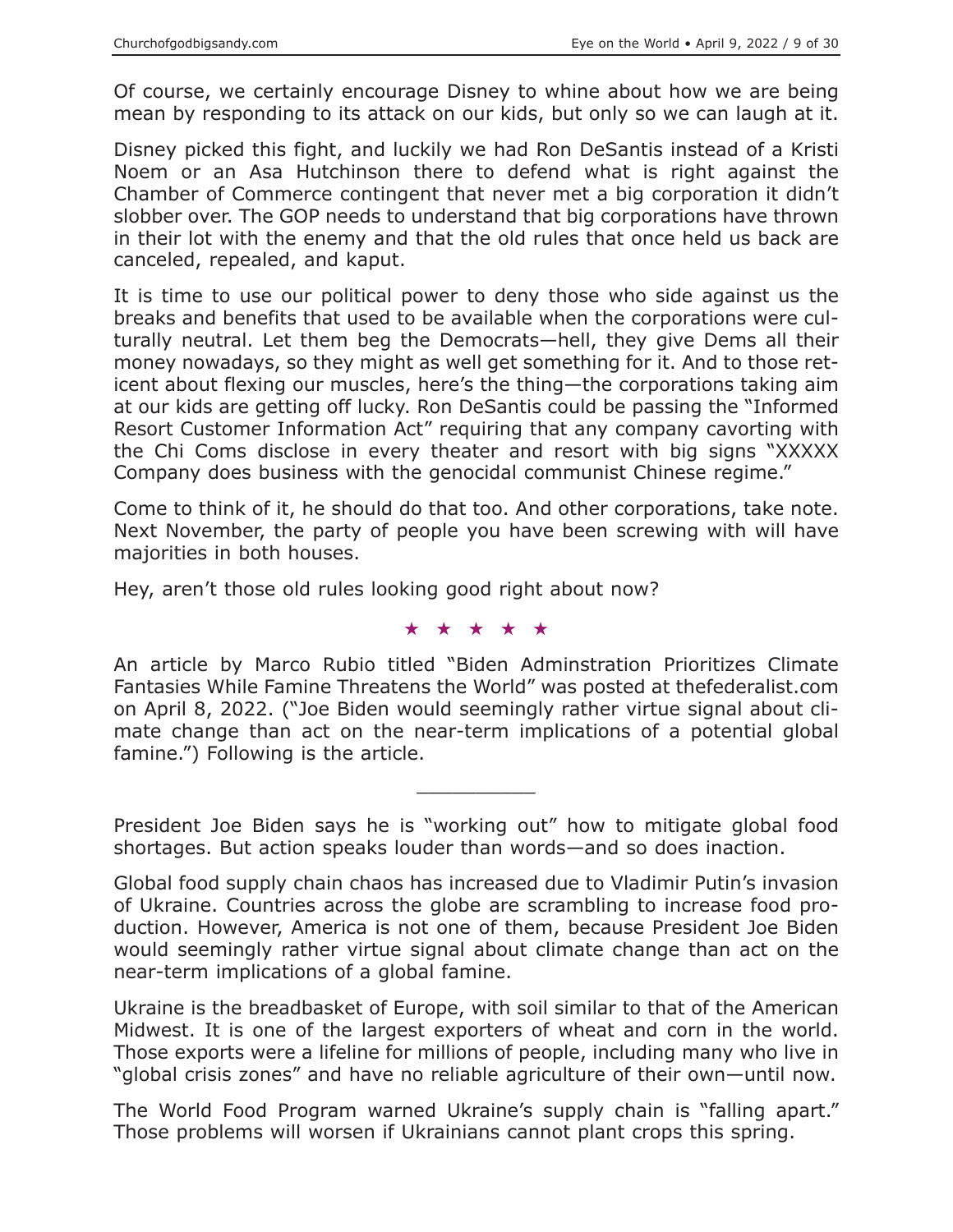Of course, we certainly encourage Disney to whine about how we are being mean by responding to its attack on our kids, but only so we can laugh at it.

Disney picked this fight, and luckily we had Ron DeSantis instead of a Kristi Noem or an Asa Hutchinson there to defend what is right against the Chamber of Commerce contingent that never met a big corporation it didn't slobber over. The GOP needs to understand that big corporations have thrown in their lot with the enemy and that the old rules that once held us back are canceled, repealed, and kaput.

It is time to use our political power to deny those who side against us the breaks and benefits that used to be available when the corporations were culturally neutral. Let them beg the Democrats—hell, they give Dems all their money nowadays, so they might as well get something for it. And to those reticent about flexing our muscles, here's the thing—the corporations taking aim at our kids are getting off lucky. Ron DeSantis could be passing the "Informed Resort Customer Information Act" requiring that any company cavorting with the Chi Coms disclose in every theater and resort with big signs "XXXXX Company does business with the genocidal communist Chinese regime."

Come to think of it, he should do that too. And other corporations, take note. Next November, the party of people you have been screwing with will have majorities in both houses.

Hey, aren't those old rules looking good right about now?

★ ★ ★ ★ ★

An article by Marco Rubio titled "Biden Adminstration Prioritizes Climate Fantasies While Famine Threatens the World" was posted at thefederalist.com on April 8, 2022. ("Joe Biden would seemingly rather virtue signal about climate change than act on the near-term implications of a potential global famine.") Following is the article.

---

President Joe Biden says he is "working out" how to mitigate global food shortages. But action speaks louder than words—and so does inaction.

Global food supply chain chaos has increased due to Vladimir Putin's invasion of Ukraine. Countries across the globe are scrambling to increase food production. However, America is not one of them, because President Joe Biden would seemingly rather virtue signal about climate change than act on the near-term implications of a global famine.

Ukraine is the breadbasket of Europe, with soil similar to that of the American Midwest. It is one of the largest exporters of wheat and corn in the world. Those exports were a lifeline for millions of people, including many who live in "global crisis zones" and have no reliable agriculture of their own—until now.

The World Food Program warned Ukraine's supply chain is "falling apart." Those problems will worsen if Ukrainians cannot plant crops this spring.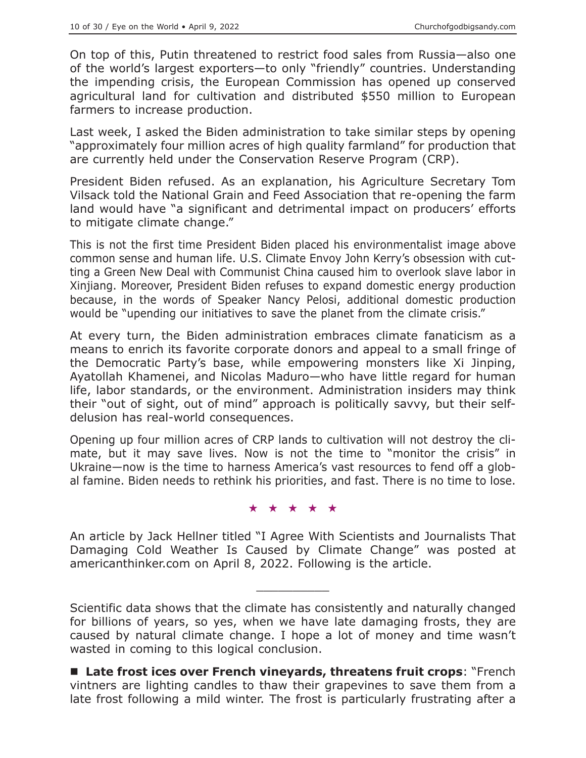On top of this, Putin threatened to restrict food sales from Russia—also one of the world's largest exporters—to only "friendly" countries. Understanding the impending crisis, the European Commission has opened up conserved agricultural land for cultivation and distributed $550 million to European farmers to increase production.

Last week, I asked the Biden administration to take similar steps by opening "approximately four million acres of high quality farmland" for production that are currently held under the Conservation Reserve Program (CRP).

President Biden refused. As an explanation, his Agriculture Secretary Tom Vilsack told the National Grain and Feed Association that re-opening the farm land would have "a significant and detrimental impact on producers' efforts to mitigate climate change."

This is not the first time President Biden placed his environmentalist image above common sense and human life. U.S. Climate Envoy John Kerry's obsession with cutting a Green New Deal with Communist China caused him to overlook slave labor in Xinjiang. Moreover, President Biden refuses to expand domestic energy production because, in the words of Speaker Nancy Pelosi, additional domestic production would be "upending our initiatives to save the planet from the climate crisis."

At every turn, the Biden administration embraces climate fanaticism as a means to enrich its favorite corporate donors and appeal to a small fringe of the Democratic Party's base, while empowering monsters like Xi Jinping, Ayatollah Khamenei, and Nicolas Maduro—who have little regard for human life, labor standards, or the environment. Administration insiders may think their "out of sight, out of mind" approach is politically savvy, but their self-delusion has real-world consequences.

Opening up four million acres of CRP lands to cultivation will not destroy the climate, but it may save lives. Now is not the time to "monitor the crisis" in Ukraine—now is the time to harness America's vast resources to fend off a global famine. Biden needs to rethink his priorities, and fast. There is no time to lose.

★ ★ ★ ★ ★

An article by Jack Hellner titled "I Agree With Scientists and Journalists That Damaging Cold Weather Is Caused by Climate Change" was posted at americanthinker.com on April 8, 2022. Following is the article.

---

Scientific data shows that the climate has consistently and naturally changed for billions of years, so yes, when we have late damaging frosts, they are caused by natural climate change. I hope a lot of money and time wasn't wasted in coming to this logical conclusion.

- **Late frost ices over French vineyards, threatens fruit crops**: "French vintners are lighting candles to thaw their grapevines to save them from a late frost following a mild winter. The frost is particularly frustrating after a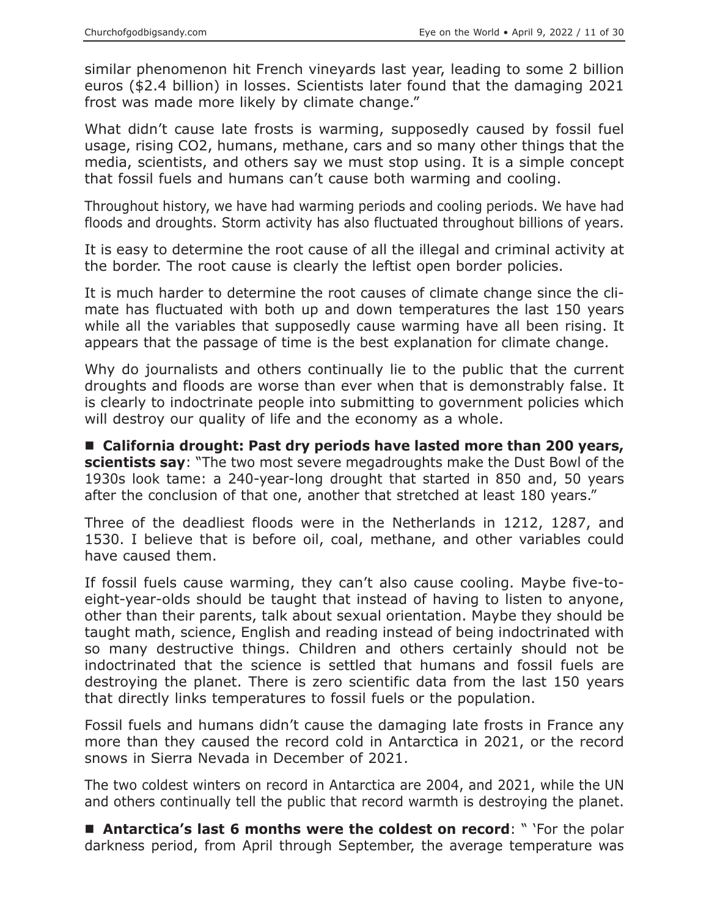similar phenomenon hit French vineyards last year, leading to some 2 billion euros ($2.4 billion) in losses. Scientists later found that the damaging 2021 frost was made more likely by climate change."

What didn't cause late frosts is warming, supposedly caused by fossil fuel usage, rising CO2, humans, methane, cars and so many other things that the media, scientists, and others say we must stop using. It is a simple concept that fossil fuels and humans can't cause both warming and cooling.

Throughout history, we have had warming periods and cooling periods. We have had floods and droughts. Storm activity has also fluctuated throughout billions of years.

It is easy to determine the root cause of all the illegal and criminal activity at the border. The root cause is clearly the leftist open border policies.

It is much harder to determine the root causes of climate change since the climate has fluctuated with both up and down temperatures the last 150 years while all the variables that supposedly cause warming have all been rising. It appears that the passage of time is the best explanation for climate change.

Why do journalists and others continually lie to the public that the current droughts and floods are worse than ever when that is demonstrably false. It is clearly to indoctrinate people into submitting to government policies which will destroy our quality of life and the economy as a whole.

■ **California drought: Past dry periods have lasted more than 200 years, scientists say**: "The two most severe megadroughts make the Dust Bowl of the 1930s look tame: a 240-year-long drought that started in 850 and, 50 years after the conclusion of that one, another that stretched at least 180 years."

Three of the deadliest floods were in the Netherlands in 1212, 1287, and 1530. I believe that is before oil, coal, methane, and other variables could have caused them.

If fossil fuels cause warming, they can't also cause cooling. Maybe five-to-eight-year-olds should be taught that instead of having to listen to anyone, other than their parents, talk about sexual orientation. Maybe they should be taught math, science, English and reading instead of being indoctrinated with so many destructive things. Children and others certainly should not be indoctrinated that the science is settled that humans and fossil fuels are destroying the planet. There is zero scientific data from the last 150 years that directly links temperatures to fossil fuels or the population.

Fossil fuels and humans didn't cause the damaging late frosts in France any more than they caused the record cold in Antarctica in 2021, or the record snows in Sierra Nevada in December of 2021.

The two coldest winters on record in Antarctica are 2004, and 2021, while the UN and others continually tell the public that record warmth is destroying the planet.

■ **Antarctica's last 6 months were the coldest on record**: " 'For the polar darkness period, from April through September, the average temperature was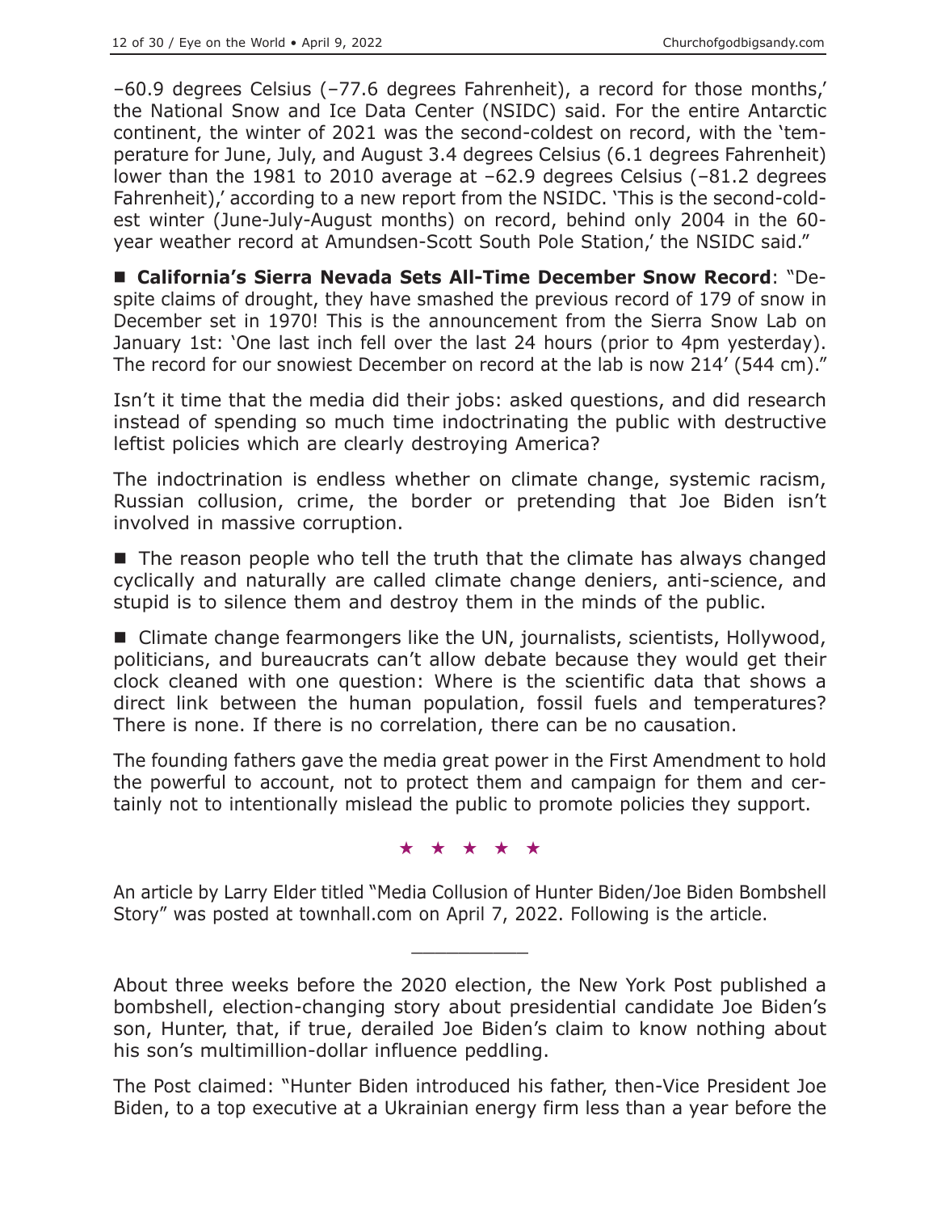–60.9 degrees Celsius (–77.6 degrees Fahrenheit), a record for those months,' the National Snow and Ice Data Center (NSIDC) said. For the entire Antarctic continent, the winter of 2021 was the second-coldest on record, with the 'temperature for June, July, and August 3.4 degrees Celsius (6.1 degrees Fahrenheit) lower than the 1981 to 2010 average at –62.9 degrees Celsius (–81.2 degrees Fahrenheit),' according to a new report from the NSIDC. 'This is the second-coldest winter (June-July-August months) on record, behind only 2004 in the 60-year weather record at Amundsen-Scott South Pole Station,' the NSIDC said."

■ **California's Sierra Nevada Sets All-Time December Snow Record**: "Despite claims of drought, they have smashed the previous record of 179 of snow in December set in 1970! This is the announcement from the Sierra Snow Lab on January 1st: 'One last inch fell over the last 24 hours (prior to 4pm yesterday). The record for our snowiest December on record at the lab is now 214' (544 cm)."

Isn't it time that the media did their jobs: asked questions, and did research instead of spending so much time indoctrinating the public with destructive leftist policies which are clearly destroying America?

The indoctrination is endless whether on climate change, systemic racism, Russian collusion, crime, the border or pretending that Joe Biden isn't involved in massive corruption.

■ The reason people who tell the truth that the climate has always changed cyclically and naturally are called climate change deniers, anti-science, and stupid is to silence them and destroy them in the minds of the public.

■ Climate change fearmongers like the UN, journalists, scientists, Hollywood, politicians, and bureaucrats can't allow debate because they would get their clock cleaned with one question: Where is the scientific data that shows a direct link between the human population, fossil fuels and temperatures? There is none. If there is no correlation, there can be no causation.

The founding fathers gave the media great power in the First Amendment to hold the powerful to account, not to protect them and campaign for them and certainly not to intentionally mislead the public to promote policies they support.

★ ★ ★ ★ ★

An article by Larry Elder titled "Media Collusion of Hunter Biden/Joe Biden Bombshell Story" was posted at townhall.com on April 7, 2022. Following is the article.

---

About three weeks before the 2020 election, the New York Post published a bombshell, election-changing story about presidential candidate Joe Biden's son, Hunter, that, if true, derailed Joe Biden's claim to know nothing about his son's multimillion-dollar influence peddling.

The Post claimed: "Hunter Biden introduced his father, then-Vice President Joe Biden, to a top executive at a Ukrainian energy firm less than a year before the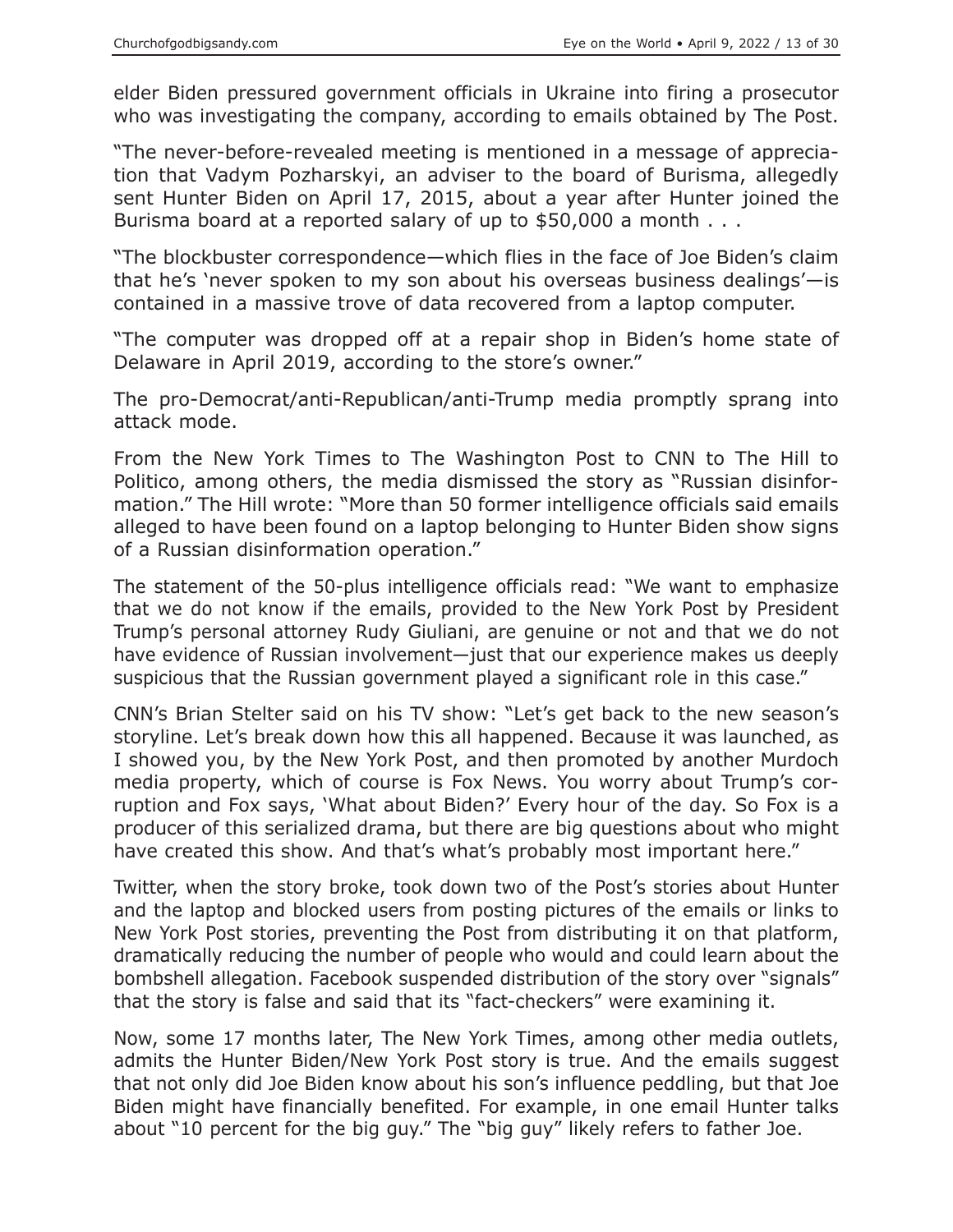elder Biden pressured government officials in Ukraine into firing a prosecutor who was investigating the company, according to emails obtained by The Post.

"The never-before-revealed meeting is mentioned in a message of appreciation that Vadym Pozharskyi, an adviser to the board of Burisma, allegedly sent Hunter Biden on April 17, 2015, about a year after Hunter joined the Burisma board at a reported salary of up to $50,000 a month . . .

"The blockbuster correspondence—which flies in the face of Joe Biden's claim that he's 'never spoken to my son about his overseas business dealings'—is contained in a massive trove of data recovered from a laptop computer.

"The computer was dropped off at a repair shop in Biden's home state of Delaware in April 2019, according to the store's owner."

The pro-Democrat/anti-Republican/anti-Trump media promptly sprang into attack mode.

From the New York Times to The Washington Post to CNN to The Hill to Politico, among others, the media dismissed the story as "Russian disinformation." The Hill wrote: "More than 50 former intelligence officials said emails alleged to have been found on a laptop belonging to Hunter Biden show signs of a Russian disinformation operation."

The statement of the 50-plus intelligence officials read: "We want to emphasize that we do not know if the emails, provided to the New York Post by President Trump's personal attorney Rudy Giuliani, are genuine or not and that we do not have evidence of Russian involvement—just that our experience makes us deeply suspicious that the Russian government played a significant role in this case."

CNN's Brian Stelter said on his TV show: "Let's get back to the new season's storyline. Let's break down how this all happened. Because it was launched, as I showed you, by the New York Post, and then promoted by another Murdoch media property, which of course is Fox News. You worry about Trump's corruption and Fox says, 'What about Biden?' Every hour of the day. So Fox is a producer of this serialized drama, but there are big questions about who might have created this show. And that's what's probably most important here."

Twitter, when the story broke, took down two of the Post's stories about Hunter and the laptop and blocked users from posting pictures of the emails or links to New York Post stories, preventing the Post from distributing it on that platform, dramatically reducing the number of people who would and could learn about the bombshell allegation. Facebook suspended distribution of the story over "signals" that the story is false and said that its "fact-checkers" were examining it.

Now, some 17 months later, The New York Times, among other media outlets, admits the Hunter Biden/New York Post story is true. And the emails suggest that not only did Joe Biden know about his son's influence peddling, but that Joe Biden might have financially benefited. For example, in one email Hunter talks about "10 percent for the big guy." The "big guy" likely refers to father Joe.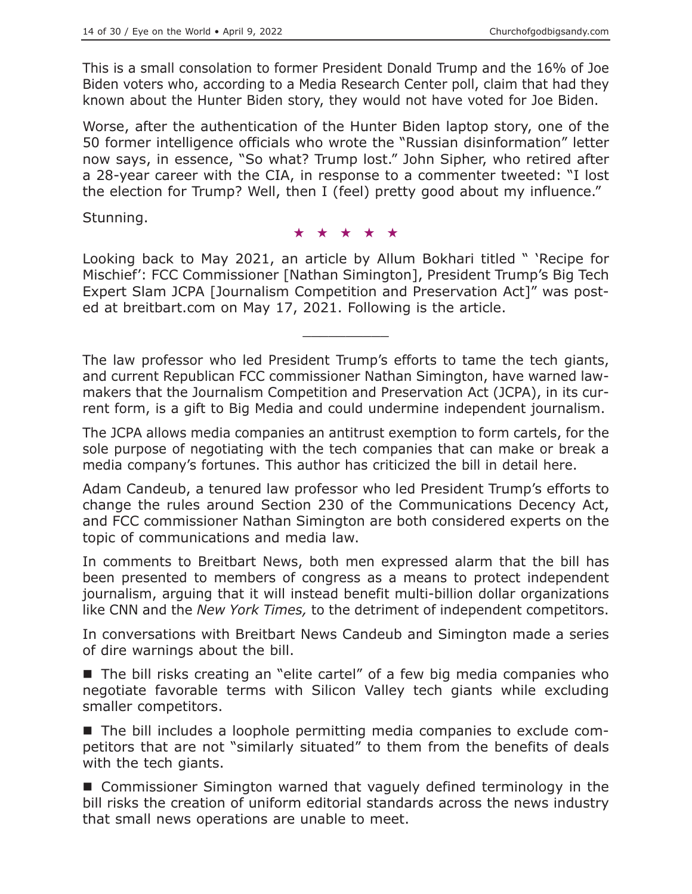This is a small consolation to former President Donald Trump and the 16% of Joe Biden voters who, according to a Media Research Center poll, claim that had they known about the Hunter Biden story, they would not have voted for Joe Biden.

Worse, after the authentication of the Hunter Biden laptop story, one of the 50 former intelligence officials who wrote the "Russian disinformation" letter now says, in essence, "So what? Trump lost." John Sipher, who retired after a 28-year career with the CIA, in response to a commenter tweeted: "I lost the election for Trump? Well, then I (feel) pretty good about my influence."

Stunning.

★ ★ ★ ★ ★

Looking back to May 2021, an article by Allum Bokhari titled " 'Recipe for Mischief': FCC Commissioner [Nathan Simington], President Trump's Big Tech Expert Slam JCPA [Journalism Competition and Preservation Act]" was posted at breitbart.com on May 17, 2021. Following is the article.

---

The law professor who led President Trump's efforts to tame the tech giants, and current Republican FCC commissioner Nathan Simington, have warned lawmakers that the Journalism Competition and Preservation Act (JCPA), in its current form, is a gift to Big Media and could undermine independent journalism.

The JCPA allows media companies an antitrust exemption to form cartels, for the sole purpose of negotiating with the tech companies that can make or break a media company's fortunes. This author has criticized the bill in detail here.

Adam Candeub, a tenured law professor who led President Trump's efforts to change the rules around Section 230 of the Communications Decency Act, and FCC commissioner Nathan Simington are both considered experts on the topic of communications and media law.

In comments to Breitbart News, both men expressed alarm that the bill has been presented to members of congress as a means to protect independent journalism, arguing that it will instead benefit multi-billion dollar organizations like CNN and the *New York Times,* to the detriment of independent competitors.

In conversations with Breitbart News Candeub and Simington made a series of dire warnings about the bill.

- The bill risks creating an "elite cartel" of a few big media companies who negotiate favorable terms with Silicon Valley tech giants while excluding smaller competitors.

- The bill includes a loophole permitting media companies to exclude competitors that are not "similarly situated" to them from the benefits of deals with the tech giants.

- Commissioner Simington warned that vaguely defined terminology in the bill risks the creation of uniform editorial standards across the news industry that small news operations are unable to meet.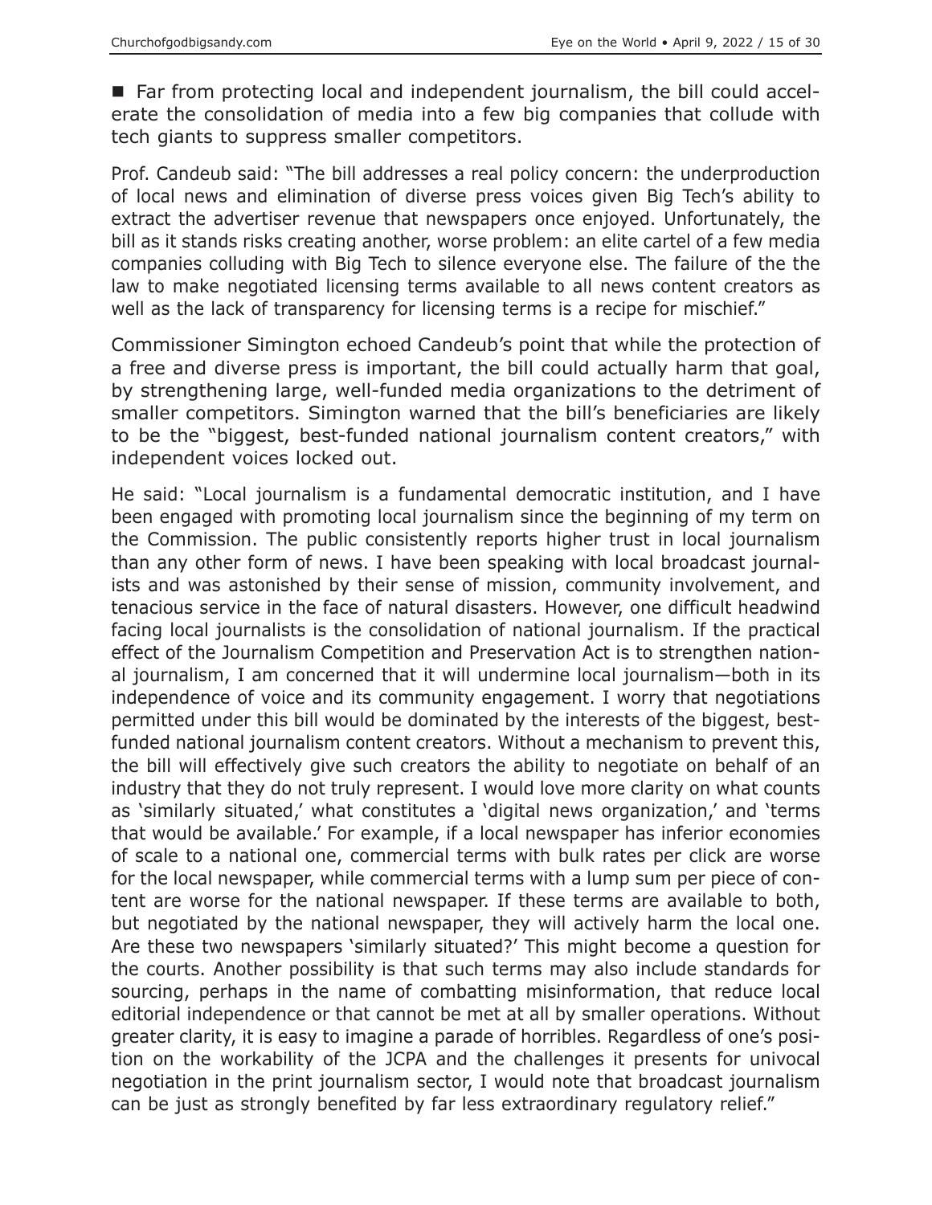■ Far from protecting local and independent journalism, the bill could accelerate the consolidation of media into a few big companies that collude with tech giants to suppress smaller competitors.

Prof. Candeub said: "The bill addresses a real policy concern: the underproduction of local news and elimination of diverse press voices given Big Tech's ability to extract the advertiser revenue that newspapers once enjoyed. Unfortunately, the bill as it stands risks creating another, worse problem: an elite cartel of a few media companies colluding with Big Tech to silence everyone else. The failure of the the law to make negotiated licensing terms available to all news content creators as well as the lack of transparency for licensing terms is a recipe for mischief."

Commissioner Simington echoed Candeub's point that while the protection of a free and diverse press is important, the bill could actually harm that goal, by strengthening large, well-funded media organizations to the detriment of smaller competitors. Simington warned that the bill's beneficiaries are likely to be the "biggest, best-funded national journalism content creators," with independent voices locked out.

He said: "Local journalism is a fundamental democratic institution, and I have been engaged with promoting local journalism since the beginning of my term on the Commission. The public consistently reports higher trust in local journalism than any other form of news. I have been speaking with local broadcast journalists and was astonished by their sense of mission, community involvement, and tenacious service in the face of natural disasters. However, one difficult headwind facing local journalists is the consolidation of national journalism. If the practical effect of the Journalism Competition and Preservation Act is to strengthen national journalism, I am concerned that it will undermine local journalism—both in its independence of voice and its community engagement. I worry that negotiations permitted under this bill would be dominated by the interests of the biggest, best-funded national journalism content creators. Without a mechanism to prevent this, the bill will effectively give such creators the ability to negotiate on behalf of an industry that they do not truly represent. I would love more clarity on what counts as 'similarly situated,' what constitutes a 'digital news organization,' and 'terms that would be available.' For example, if a local newspaper has inferior economies of scale to a national one, commercial terms with bulk rates per click are worse for the local newspaper, while commercial terms with a lump sum per piece of content are worse for the national newspaper. If these terms are available to both, but negotiated by the national newspaper, they will actively harm the local one. Are these two newspapers 'similarly situated?' This might become a question for the courts. Another possibility is that such terms may also include standards for sourcing, perhaps in the name of combatting misinformation, that reduce local editorial independence or that cannot be met at all by smaller operations. Without greater clarity, it is easy to imagine a parade of horribles. Regardless of one's position on the workability of the JCPA and the challenges it presents for univocal negotiation in the print journalism sector, I would note that broadcast journalism can be just as strongly benefited by far less extraordinary regulatory relief."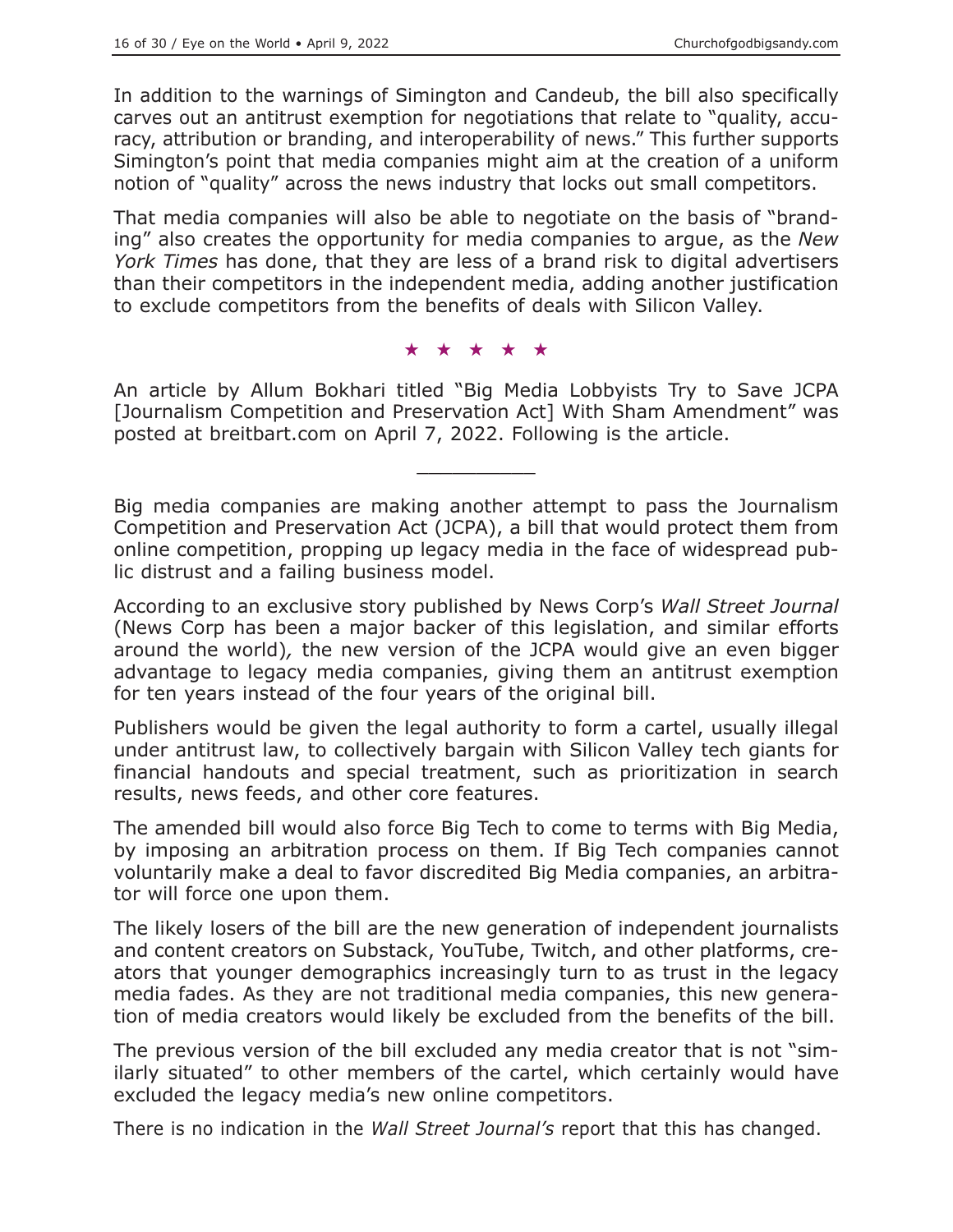In addition to the warnings of Simington and Candeub, the bill also specifically carves out an antitrust exemption for negotiations that relate to "quality, accuracy, attribution or branding, and interoperability of news." This further supports Simington's point that media companies might aim at the creation of a uniform notion of "quality" across the news industry that locks out small competitors.

That media companies will also be able to negotiate on the basis of "branding" also creates the opportunity for media companies to argue, as the *New York Times* has done, that they are less of a brand risk to digital advertisers than their competitors in the independent media, adding another justification to exclude competitors from the benefits of deals with Silicon Valley.

★ ★ ★ ★ ★

An article by Allum Bokhari titled "Big Media Lobbyists Try to Save JCPA [Journalism Competition and Preservation Act] With Sham Amendment" was posted at breitbart.com on April 7, 2022. Following is the article.

---

Big media companies are making another attempt to pass the Journalism Competition and Preservation Act (JCPA), a bill that would protect them from online competition, propping up legacy media in the face of widespread public distrust and a failing business model.

According to an exclusive story published by News Corp's *Wall Street Journal* (News Corp has been a major backer of this legislation, and similar efforts around the world), the new version of the JCPA would give an even bigger advantage to legacy media companies, giving them an antitrust exemption for ten years instead of the four years of the original bill.

Publishers would be given the legal authority to form a cartel, usually illegal under antitrust law, to collectively bargain with Silicon Valley tech giants for financial handouts and special treatment, such as prioritization in search results, news feeds, and other core features.

The amended bill would also force Big Tech to come to terms with Big Media, by imposing an arbitration process on them. If Big Tech companies cannot voluntarily make a deal to favor discredited Big Media companies, an arbitrator will force one upon them.

The likely losers of the bill are the new generation of independent journalists and content creators on Substack, YouTube, Twitch, and other platforms, creators that younger demographics increasingly turn to as trust in the legacy media fades. As they are not traditional media companies, this new generation of media creators would likely be excluded from the benefits of the bill.

The previous version of the bill excluded any media creator that is not "similarly situated" to other members of the cartel, which certainly would have excluded the legacy media's new online competitors.

There is no indication in the *Wall Street Journal's* report that this has changed.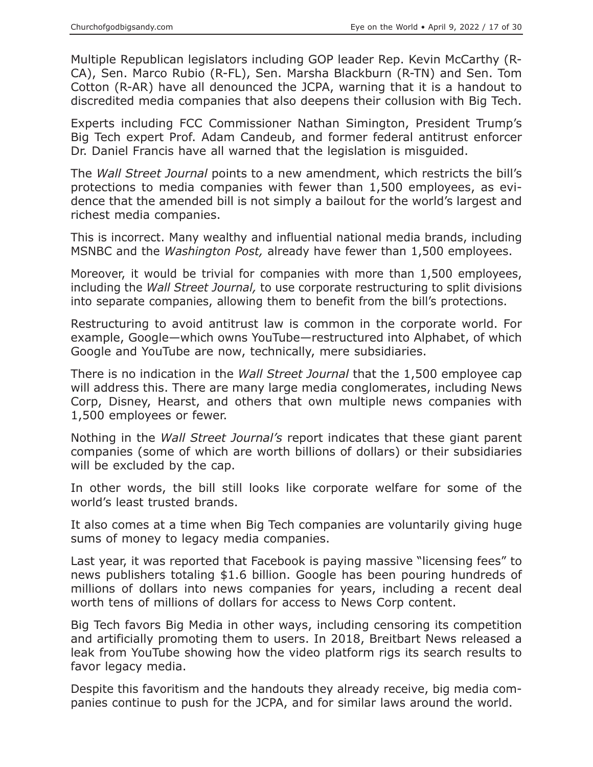Multiple Republican legislators including GOP leader Rep. Kevin McCarthy (R-CA), Sen. Marco Rubio (R-FL), Sen. Marsha Blackburn (R-TN) and Sen. Tom Cotton (R-AR) have all denounced the JCPA, warning that it is a handout to discredited media companies that also deepens their collusion with Big Tech.

Experts including FCC Commissioner Nathan Simington, President Trump's Big Tech expert Prof. Adam Candeub, and former federal antitrust enforcer Dr. Daniel Francis have all warned that the legislation is misguided.

The *Wall Street Journal* points to a new amendment, which restricts the bill's protections to media companies with fewer than 1,500 employees, as evidence that the amended bill is not simply a bailout for the world's largest and richest media companies.

This is incorrect. Many wealthy and influential national media brands, including MSNBC and the *Washington Post,* already have fewer than 1,500 employees.

Moreover, it would be trivial for companies with more than 1,500 employees, including the *Wall Street Journal,* to use corporate restructuring to split divisions into separate companies, allowing them to benefit from the bill's protections.

Restructuring to avoid antitrust law is common in the corporate world. For example, Google—which owns YouTube—restructured into Alphabet, of which Google and YouTube are now, technically, mere subsidiaries.

There is no indication in the *Wall Street Journal* that the 1,500 employee cap will address this. There are many large media conglomerates, including News Corp, Disney, Hearst, and others that own multiple news companies with 1,500 employees or fewer.

Nothing in the *Wall Street Journal's* report indicates that these giant parent companies (some of which are worth billions of dollars) or their subsidiaries will be excluded by the cap.

In other words, the bill still looks like corporate welfare for some of the world's least trusted brands.

It also comes at a time when Big Tech companies are voluntarily giving huge sums of money to legacy media companies.

Last year, it was reported that Facebook is paying massive "licensing fees" to news publishers totaling $1.6 billion. Google has been pouring hundreds of millions of dollars into news companies for years, including a recent deal worth tens of millions of dollars for access to News Corp content.

Big Tech favors Big Media in other ways, including censoring its competition and artificially promoting them to users. In 2018, Breitbart News released a leak from YouTube showing how the video platform rigs its search results to favor legacy media.

Despite this favoritism and the handouts they already receive, big media companies continue to push for the JCPA, and for similar laws around the world.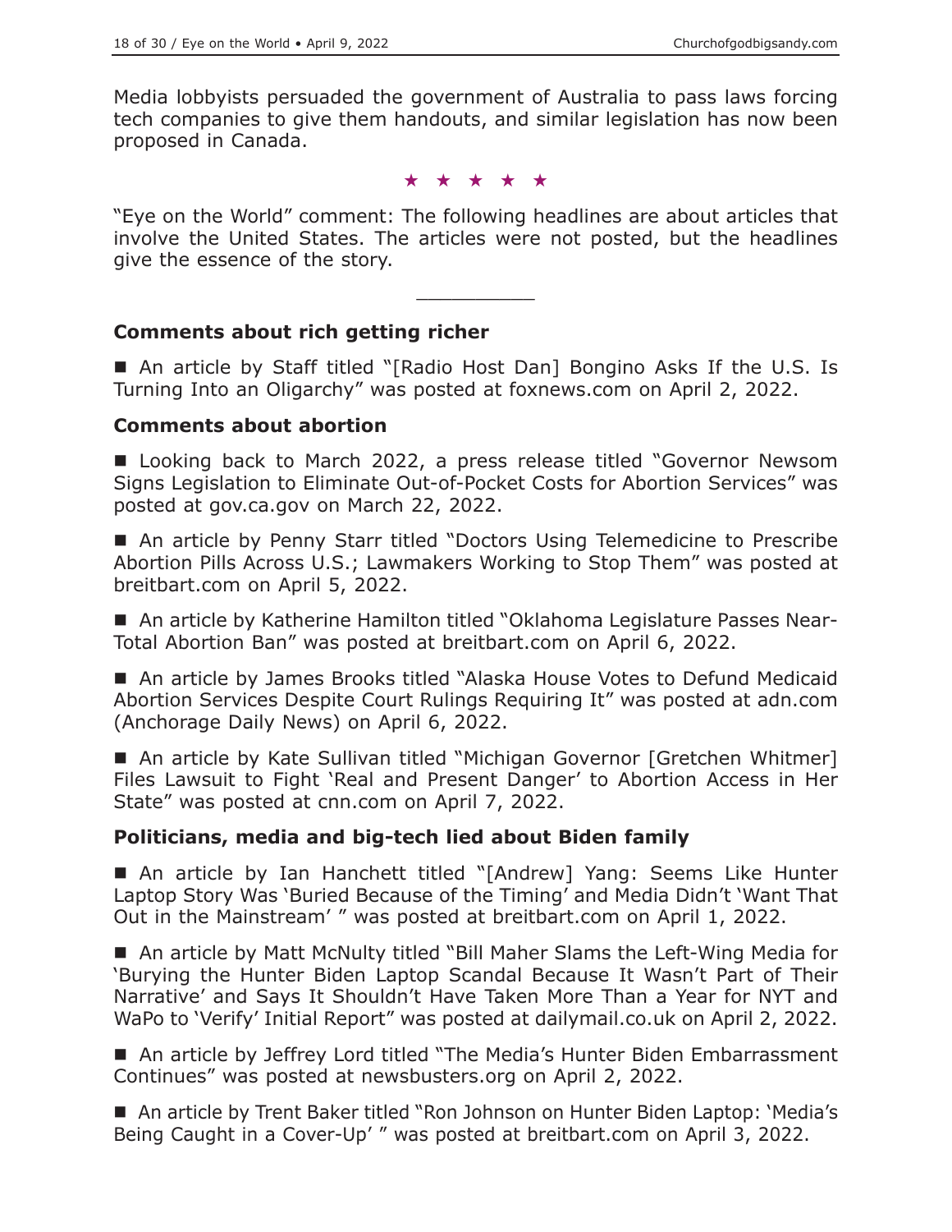Media lobbyists persuaded the government of Australia to pass laws forcing tech companies to give them handouts, and similar legislation has now been proposed in Canada.

★ ★ ★ ★ ★

"Eye on the World" comment: The following headlines are about articles that involve the United States. The articles were not posted, but the headlines give the essence of the story.

---

**Comments about rich getting richer**

■ An article by Staff titled "[Radio Host Dan] Bongino Asks If the U.S. Is Turning Into an Oligarchy" was posted at foxnews.com on April 2, 2022.

**Comments about abortion**

■ Looking back to March 2022, a press release titled "Governor Newsom Signs Legislation to Eliminate Out-of-Pocket Costs for Abortion Services" was posted at gov.ca.gov on March 22, 2022.

■ An article by Penny Starr titled "Doctors Using Telemedicine to Prescribe Abortion Pills Across U.S.; Lawmakers Working to Stop Them" was posted at breitbart.com on April 5, 2022.

■ An article by Katherine Hamilton titled "Oklahoma Legislature Passes Near-Total Abortion Ban" was posted at breitbart.com on April 6, 2022.

■ An article by James Brooks titled "Alaska House Votes to Defund Medicaid Abortion Services Despite Court Rulings Requiring It" was posted at adn.com (Anchorage Daily News) on April 6, 2022.

■ An article by Kate Sullivan titled "Michigan Governor [Gretchen Whitmer] Files Lawsuit to Fight 'Real and Present Danger' to Abortion Access in Her State" was posted at cnn.com on April 7, 2022.

**Politicians, media and big-tech lied about Biden family**

■ An article by Ian Hanchett titled "[Andrew] Yang: Seems Like Hunter Laptop Story Was 'Buried Because of the Timing' and Media Didn't 'Want That Out in the Mainstream' " was posted at breitbart.com on April 1, 2022.

■ An article by Matt McNulty titled "Bill Maher Slams the Left-Wing Media for 'Burying the Hunter Biden Laptop Scandal Because It Wasn't Part of Their Narrative' and Says It Shouldn't Have Taken More Than a Year for NYT and WaPo to 'Verify' Initial Report" was posted at dailymail.co.uk on April 2, 2022.

■ An article by Jeffrey Lord titled "The Media's Hunter Biden Embarrassment Continues" was posted at newsbusters.org on April 2, 2022.

■ An article by Trent Baker titled "Ron Johnson on Hunter Biden Laptop: 'Media's Being Caught in a Cover-Up' " was posted at breitbart.com on April 3, 2022.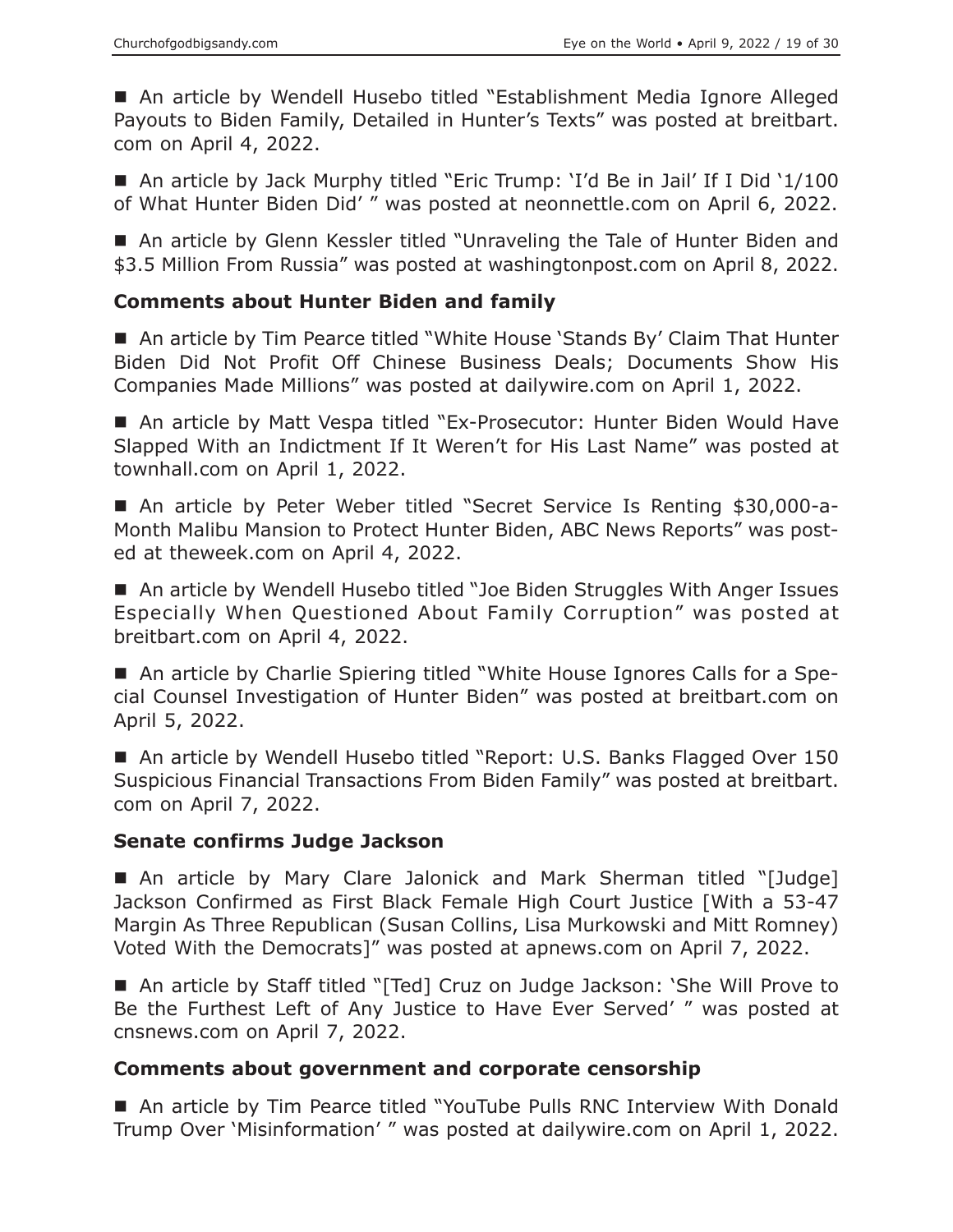■ An article by Wendell Husebo titled "Establishment Media Ignore Alleged Payouts to Biden Family, Detailed in Hunter's Texts" was posted at breitbart.com on April 4, 2022.

■ An article by Jack Murphy titled "Eric Trump: 'I'd Be in Jail' If I Did '1/100 of What Hunter Biden Did' " was posted at neonnettle.com on April 6, 2022.

■ An article by Glenn Kessler titled "Unraveling the Tale of Hunter Biden and $3.5 Million From Russia" was posted at washingtonpost.com on April 8, 2022.

### Comments about Hunter Biden and family

■ An article by Tim Pearce titled "White House 'Stands By' Claim That Hunter Biden Did Not Profit Off Chinese Business Deals; Documents Show His Companies Made Millions" was posted at dailywire.com on April 1, 2022.

■ An article by Matt Vespa titled "Ex-Prosecutor: Hunter Biden Would Have Slapped With an Indictment If It Weren't for His Last Name" was posted at townhall.com on April 1, 2022.

■ An article by Peter Weber titled "Secret Service Is Renting $30,000-a-Month Malibu Mansion to Protect Hunter Biden, ABC News Reports" was posted at theweek.com on April 4, 2022.

■ An article by Wendell Husebo titled "Joe Biden Struggles With Anger Issues Especially When Questioned About Family Corruption" was posted at breitbart.com on April 4, 2022.

■ An article by Charlie Spiering titled "White House Ignores Calls for a Special Counsel Investigation of Hunter Biden" was posted at breitbart.com on April 5, 2022.

■ An article by Wendell Husebo titled "Report: U.S. Banks Flagged Over 150 Suspicious Financial Transactions From Biden Family" was posted at breitbart.com on April 7, 2022.

### Senate confirms Judge Jackson

■ An article by Mary Clare Jalonick and Mark Sherman titled "[Judge] Jackson Confirmed as First Black Female High Court Justice [With a 53-47 Margin As Three Republican (Susan Collins, Lisa Murkowski and Mitt Romney) Voted With the Democrats]" was posted at apnews.com on April 7, 2022.

■ An article by Staff titled "[Ted] Cruz on Judge Jackson: 'She Will Prove to Be the Furthest Left of Any Justice to Have Ever Served' " was posted at cnsnews.com on April 7, 2022.

### Comments about government and corporate censorship

■ An article by Tim Pearce titled "YouTube Pulls RNC Interview With Donald Trump Over 'Misinformation' " was posted at dailywire.com on April 1, 2022.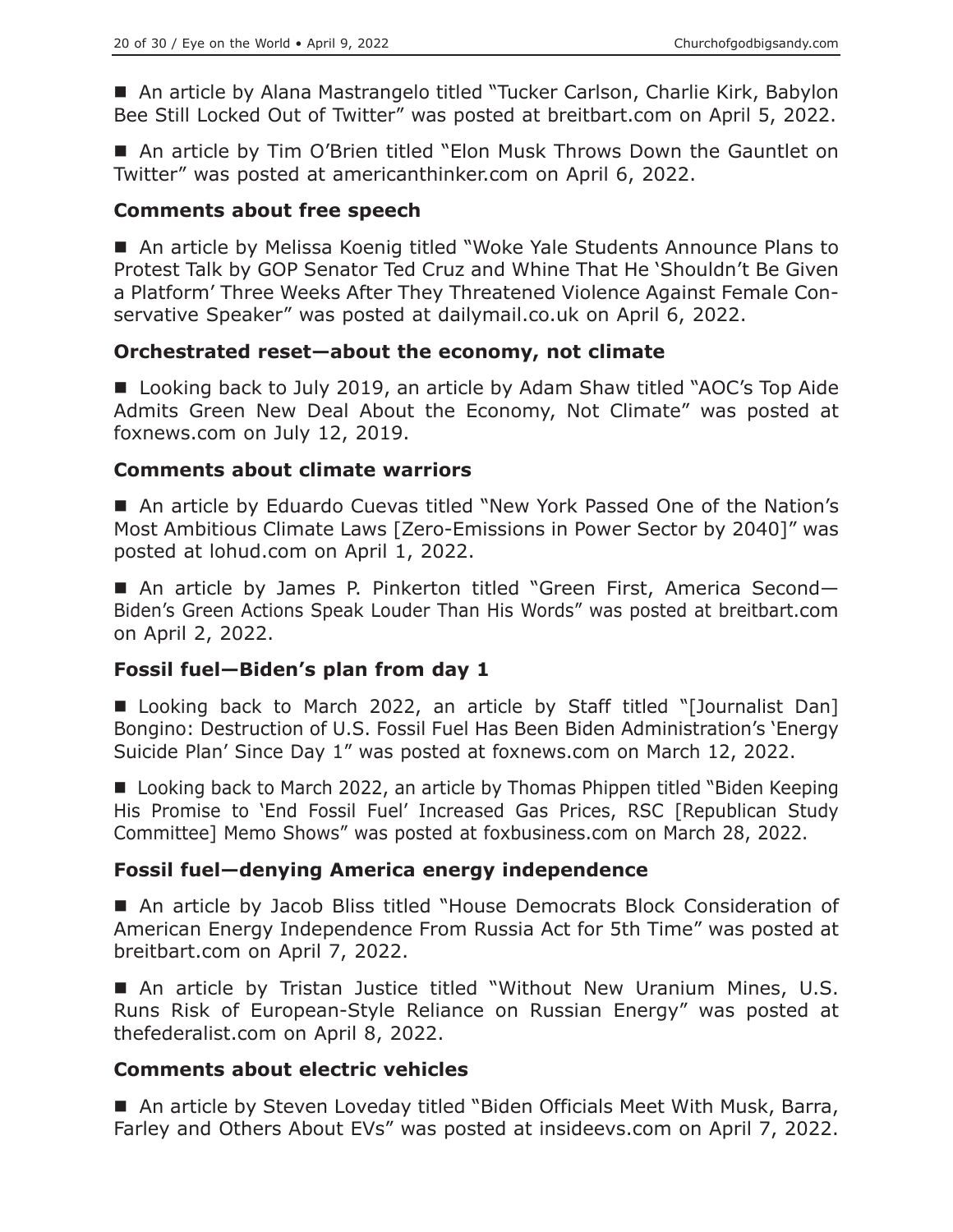■ An article by Alana Mastrangelo titled "Tucker Carlson, Charlie Kirk, Babylon Bee Still Locked Out of Twitter" was posted at breitbart.com on April 5, 2022.

■ An article by Tim O'Brien titled "Elon Musk Throws Down the Gauntlet on Twitter" was posted at americanthinker.com on April 6, 2022.

### Comments about free speech

■ An article by Melissa Koenig titled "Woke Yale Students Announce Plans to Protest Talk by GOP Senator Ted Cruz and Whine That He 'Shouldn't Be Given a Platform' Three Weeks After They Threatened Violence Against Female Conservative Speaker" was posted at dailymail.co.uk on April 6, 2022.

### Orchestrated reset—about the economy, not climate

■ Looking back to July 2019, an article by Adam Shaw titled "AOC's Top Aide Admits Green New Deal About the Economy, Not Climate" was posted at foxnews.com on July 12, 2019.

### Comments about climate warriors

■ An article by Eduardo Cuevas titled "New York Passed One of the Nation's Most Ambitious Climate Laws [Zero-Emissions in Power Sector by 2040]" was posted at lohud.com on April 1, 2022.

■ An article by James P. Pinkerton titled "Green First, America Second—Biden's Green Actions Speak Louder Than His Words" was posted at breitbart.com on April 2, 2022.

### Fossil fuel—Biden's plan from day 1

■ Looking back to March 2022, an article by Staff titled "[Journalist Dan] Bongino: Destruction of U.S. Fossil Fuel Has Been Biden Administration's 'Energy Suicide Plan' Since Day 1" was posted at foxnews.com on March 12, 2022.

■ Looking back to March 2022, an article by Thomas Phippen titled "Biden Keeping His Promise to 'End Fossil Fuel' Increased Gas Prices, RSC [Republican Study Committee] Memo Shows" was posted at foxbusiness.com on March 28, 2022.

### Fossil fuel—denying America energy independence

■ An article by Jacob Bliss titled "House Democrats Block Consideration of American Energy Independence From Russia Act for 5th Time" was posted at breitbart.com on April 7, 2022.

■ An article by Tristan Justice titled "Without New Uranium Mines, U.S. Runs Risk of European-Style Reliance on Russian Energy" was posted at thefederalist.com on April 8, 2022.

### Comments about electric vehicles

■ An article by Steven Loveday titled "Biden Officials Meet With Musk, Barra, Farley and Others About EVs" was posted at insideevs.com on April 7, 2022.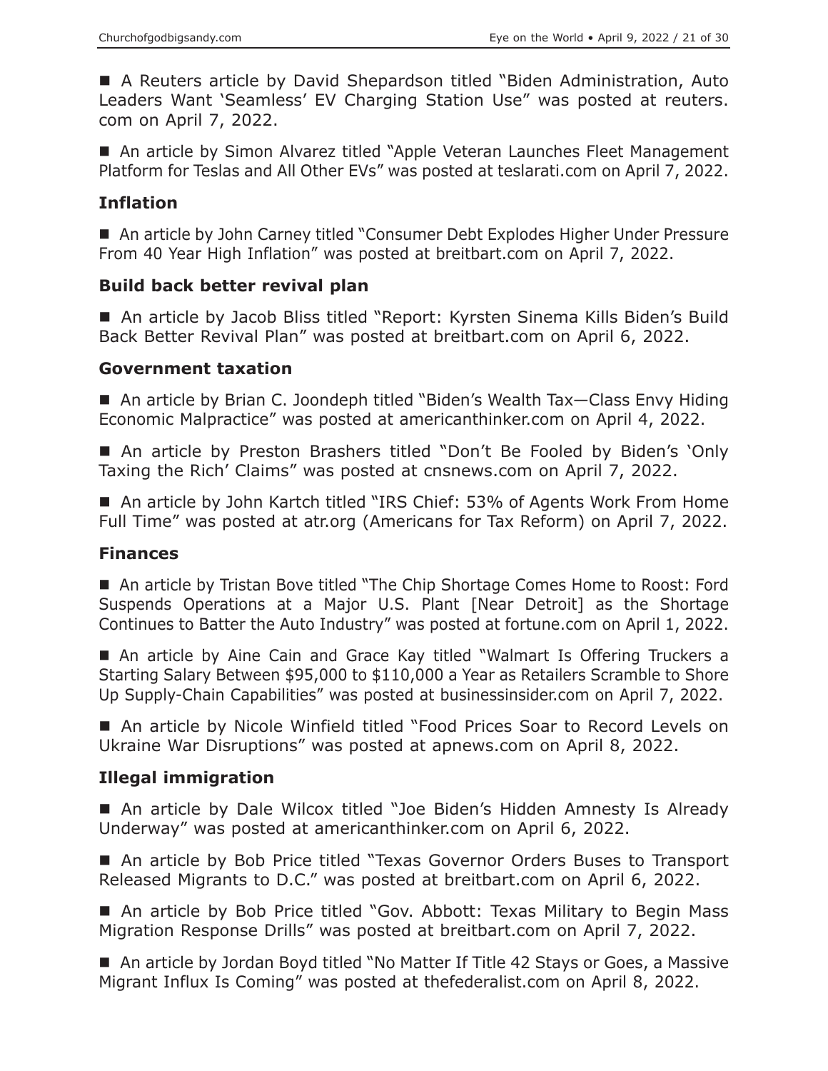■ A Reuters article by David Shepardson titled "Biden Administration, Auto Leaders Want 'Seamless' EV Charging Station Use" was posted at reuters.com on April 7, 2022.

■ An article by Simon Alvarez titled "Apple Veteran Launches Fleet Management Platform for Teslas and All Other EVs" was posted at teslarati.com on April 7, 2022.

### Inflation

■ An article by John Carney titled "Consumer Debt Explodes Higher Under Pressure From 40 Year High Inflation" was posted at breitbart.com on April 7, 2022.

### Build back better revival plan

■ An article by Jacob Bliss titled "Report: Kyrsten Sinema Kills Biden's Build Back Better Revival Plan" was posted at breitbart.com on April 6, 2022.

### Government taxation

■ An article by Brian C. Joondeph titled "Biden's Wealth Tax—Class Envy Hiding Economic Malpractice" was posted at americanthinker.com on April 4, 2022.

■ An article by Preston Brashers titled "Don't Be Fooled by Biden's 'Only Taxing the Rich' Claims" was posted at cnsnews.com on April 7, 2022.

■ An article by John Kartch titled "IRS Chief: 53% of Agents Work From Home Full Time" was posted at atr.org (Americans for Tax Reform) on April 7, 2022.

### Finances

■ An article by Tristan Bove titled "The Chip Shortage Comes Home to Roost: Ford Suspends Operations at a Major U.S. Plant [Near Detroit] as the Shortage Continues to Batter the Auto Industry" was posted at fortune.com on April 1, 2022.

■ An article by Aine Cain and Grace Kay titled "Walmart Is Offering Truckers a Starting Salary Between $95,000 to $110,000 a Year as Retailers Scramble to Shore Up Supply-Chain Capabilities" was posted at businessinsider.com on April 7, 2022.

■ An article by Nicole Winfield titled "Food Prices Soar to Record Levels on Ukraine War Disruptions" was posted at apnews.com on April 8, 2022.

### Illegal immigration

■ An article by Dale Wilcox titled "Joe Biden's Hidden Amnesty Is Already Underway" was posted at americanthinker.com on April 6, 2022.

■ An article by Bob Price titled "Texas Governor Orders Buses to Transport Released Migrants to D.C." was posted at breitbart.com on April 6, 2022.

■ An article by Bob Price titled "Gov. Abbott: Texas Military to Begin Mass Migration Response Drills" was posted at breitbart.com on April 7, 2022.

■ An article by Jordan Boyd titled "No Matter If Title 42 Stays or Goes, a Massive Migrant Influx Is Coming" was posted at thefederalist.com on April 8, 2022.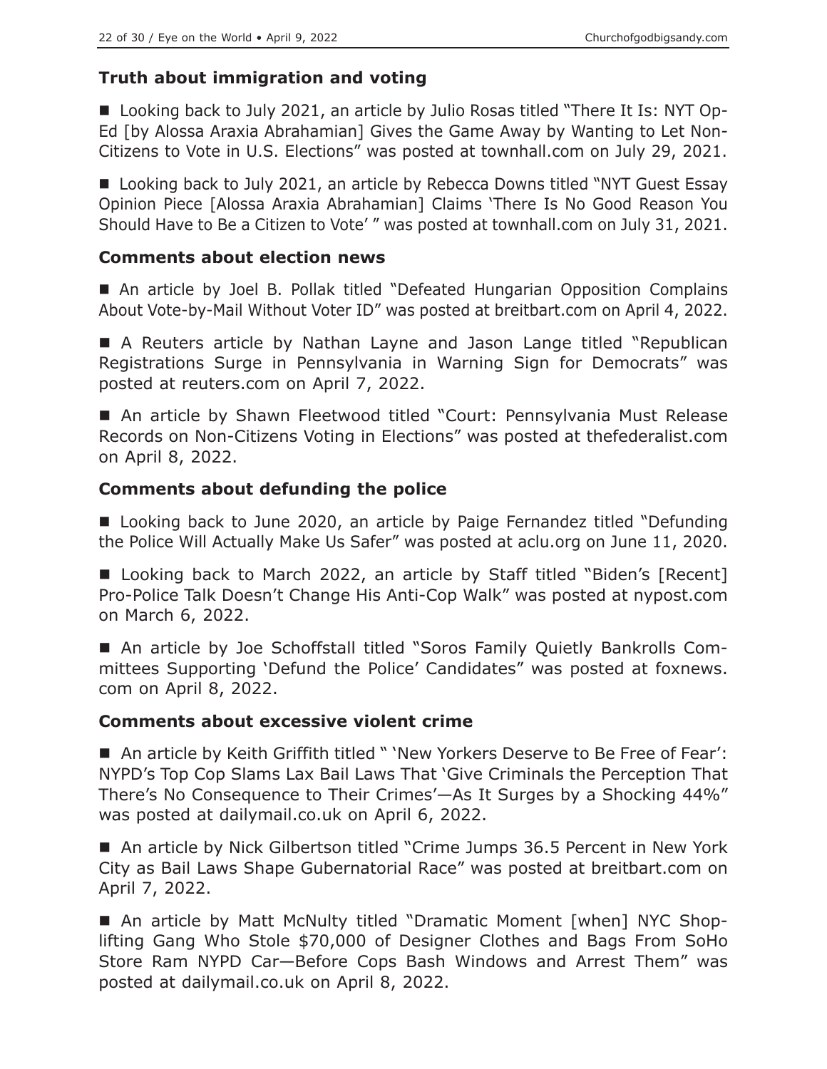### Truth about immigration and voting

■ Looking back to July 2021, an article by Julio Rosas titled "There It Is: NYT Op-Ed [by Alossa Araxia Abrahamian] Gives the Game Away by Wanting to Let Non-Citizens to Vote in U.S. Elections" was posted at townhall.com on July 29, 2021.

■ Looking back to July 2021, an article by Rebecca Downs titled "NYT Guest Essay Opinion Piece [Alossa Araxia Abrahamian] Claims 'There Is No Good Reason You Should Have to Be a Citizen to Vote' " was posted at townhall.com on July 31, 2021.

### Comments about election news

■ An article by Joel B. Pollak titled "Defeated Hungarian Opposition Complains About Vote-by-Mail Without Voter ID" was posted at breitbart.com on April 4, 2022.

■ A Reuters article by Nathan Layne and Jason Lange titled "Republican Registrations Surge in Pennsylvania in Warning Sign for Democrats" was posted at reuters.com on April 7, 2022.

■ An article by Shawn Fleetwood titled "Court: Pennsylvania Must Release Records on Non-Citizens Voting in Elections" was posted at thefederalist.com on April 8, 2022.

### Comments about defunding the police

■ Looking back to June 2020, an article by Paige Fernandez titled "Defunding the Police Will Actually Make Us Safer" was posted at aclu.org on June 11, 2020.

■ Looking back to March 2022, an article by Staff titled "Biden's [Recent] Pro-Police Talk Doesn't Change His Anti-Cop Walk" was posted at nypost.com on March 6, 2022.

■ An article by Joe Schoffstall titled "Soros Family Quietly Bankrolls Committees Supporting 'Defund the Police' Candidates" was posted at foxnews.com on April 8, 2022.

### Comments about excessive violent crime

■ An article by Keith Griffith titled " 'New Yorkers Deserve to Be Free of Fear': NYPD's Top Cop Slams Lax Bail Laws That 'Give Criminals the Perception That There's No Consequence to Their Crimes'—As It Surges by a Shocking 44%" was posted at dailymail.co.uk on April 6, 2022.

■ An article by Nick Gilbertson titled "Crime Jumps 36.5 Percent in New York City as Bail Laws Shape Gubernatorial Race" was posted at breitbart.com on April 7, 2022.

■ An article by Matt McNulty titled "Dramatic Moment [when] NYC Shoplifting Gang Who Stole $70,000 of Designer Clothes and Bags From SoHo Store Ram NYPD Car—Before Cops Bash Windows and Arrest Them" was posted at dailymail.co.uk on April 8, 2022.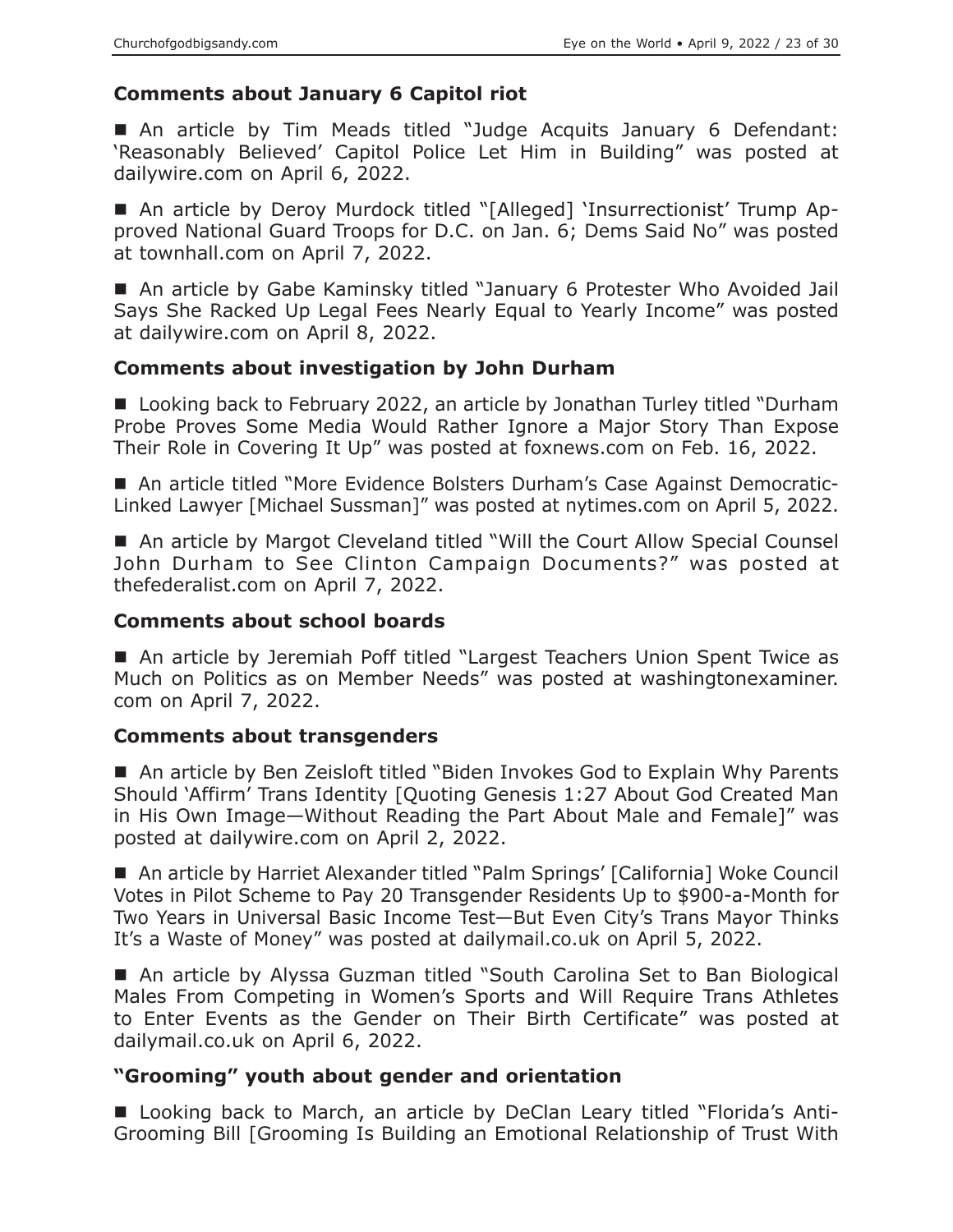### Comments about January 6 Capitol riot

■ An article by Tim Meads titled "Judge Acquits January 6 Defendant: 'Reasonably Believed' Capitol Police Let Him in Building" was posted at dailywire.com on April 6, 2022.

■ An article by Deroy Murdock titled "[Alleged] 'Insurrectionist' Trump Approved National Guard Troops for D.C. on Jan. 6; Dems Said No" was posted at townhall.com on April 7, 2022.

■ An article by Gabe Kaminsky titled "January 6 Protester Who Avoided Jail Says She Racked Up Legal Fees Nearly Equal to Yearly Income" was posted at dailywire.com on April 8, 2022.

### Comments about investigation by John Durham

■ Looking back to February 2022, an article by Jonathan Turley titled "Durham Probe Proves Some Media Would Rather Ignore a Major Story Than Expose Their Role in Covering It Up" was posted at foxnews.com on Feb. 16, 2022.

■ An article titled "More Evidence Bolsters Durham's Case Against Democratic-Linked Lawyer [Michael Sussman]" was posted at nytimes.com on April 5, 2022.

■ An article by Margot Cleveland titled "Will the Court Allow Special Counsel John Durham to See Clinton Campaign Documents?" was posted at thefederalist.com on April 7, 2022.

### Comments about school boards

■ An article by Jeremiah Poff titled "Largest Teachers Union Spent Twice as Much on Politics as on Member Needs" was posted at washingtonexaminer.com on April 7, 2022.

### Comments about transgenders

■ An article by Ben Zeisloft titled "Biden Invokes God to Explain Why Parents Should 'Affirm' Trans Identity [Quoting Genesis 1:27 About God Created Man in His Own Image—Without Reading the Part About Male and Female]" was posted at dailywire.com on April 2, 2022.

■ An article by Harriet Alexander titled "Palm Springs' [California] Woke Council Votes in Pilot Scheme to Pay 20 Transgender Residents Up to $900-a-Month for Two Years in Universal Basic Income Test—But Even City's Trans Mayor Thinks It's a Waste of Money" was posted at dailymail.co.uk on April 5, 2022.

■ An article by Alyssa Guzman titled "South Carolina Set to Ban Biological Males From Competing in Women's Sports and Will Require Trans Athletes to Enter Events as the Gender on Their Birth Certificate" was posted at dailymail.co.uk on April 6, 2022.

### "Grooming" youth about gender and orientation

■ Looking back to March, an article by DeClan Leary titled "Florida's Anti-Grooming Bill [Grooming Is Building an Emotional Relationship of Trust With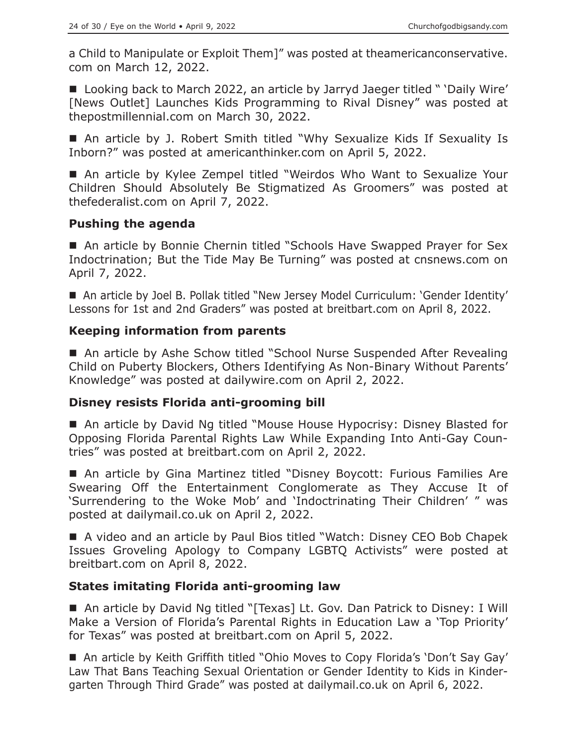a Child to Manipulate or Exploit Them]" was posted at theamericanconservative.com on March 12, 2022.

- Looking back to March 2022, an article by Jarryd Jaeger titled " 'Daily Wire' [News Outlet] Launches Kids Programming to Rival Disney" was posted at thepostmillennial.com on March 30, 2022.

- An article by J. Robert Smith titled "Why Sexualize Kids If Sexuality Is Inborn?" was posted at americanthinker.com on April 5, 2022.

- An article by Kylee Zempel titled "Weirdos Who Want to Sexualize Your Children Should Absolutely Be Stigmatized As Groomers" was posted at thefederalist.com on April 7, 2022.

### Pushing the agenda

- An article by Bonnie Chernin titled "Schools Have Swapped Prayer for Sex Indoctrination; But the Tide May Be Turning" was posted at cnsnews.com on April 7, 2022.

- An article by Joel B. Pollak titled "New Jersey Model Curriculum: 'Gender Identity' Lessons for 1st and 2nd Graders" was posted at breitbart.com on April 8, 2022.

### Keeping information from parents

- An article by Ashe Schow titled "School Nurse Suspended After Revealing Child on Puberty Blockers, Others Identifying As Non-Binary Without Parents' Knowledge" was posted at dailywire.com on April 2, 2022.

### Disney resists Florida anti-grooming bill

- An article by David Ng titled "Mouse House Hypocrisy: Disney Blasted for Opposing Florida Parental Rights Law While Expanding Into Anti-Gay Countries" was posted at breitbart.com on April 2, 2022.

- An article by Gina Martinez titled "Disney Boycott: Furious Families Are Swearing Off the Entertainment Conglomerate as They Accuse It of 'Surrendering to the Woke Mob' and 'Indoctrinating Their Children' " was posted at dailymail.co.uk on April 2, 2022.

- A video and an article by Paul Bios titled "Watch: Disney CEO Bob Chapek Issues Groveling Apology to Company LGBTQ Activists" were posted at breitbart.com on April 8, 2022.

### States imitating Florida anti-grooming law

- An article by David Ng titled "[Texas] Lt. Gov. Dan Patrick to Disney: I Will Make a Version of Florida's Parental Rights in Education Law a 'Top Priority' for Texas" was posted at breitbart.com on April 5, 2022.

- An article by Keith Griffith titled "Ohio Moves to Copy Florida's 'Don't Say Gay' Law That Bans Teaching Sexual Orientation or Gender Identity to Kids in Kindergarten Through Third Grade" was posted at dailymail.co.uk on April 6, 2022.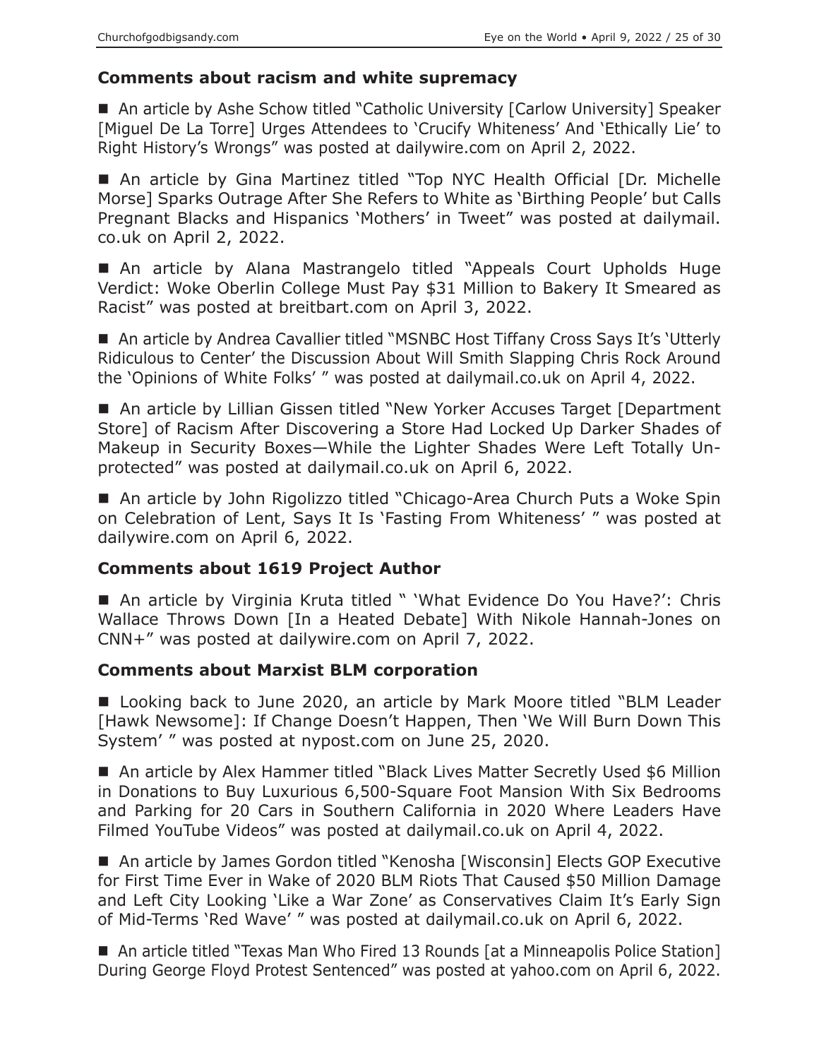### Comments about racism and white supremacy

■ An article by Ashe Schow titled "Catholic University [Carlow University] Speaker [Miguel De La Torre] Urges Attendees to 'Crucify Whiteness' And 'Ethically Lie' to Right History's Wrongs" was posted at dailywire.com on April 2, 2022.

■ An article by Gina Martinez titled "Top NYC Health Official [Dr. Michelle Morse] Sparks Outrage After She Refers to White as 'Birthing People' but Calls Pregnant Blacks and Hispanics 'Mothers' in Tweet" was posted at dailymail.co.uk on April 2, 2022.

■ An article by Alana Mastrangelo titled "Appeals Court Upholds Huge Verdict: Woke Oberlin College Must Pay $31 Million to Bakery It Smeared as Racist" was posted at breitbart.com on April 3, 2022.

■ An article by Andrea Cavallier titled "MSNBC Host Tiffany Cross Says It's 'Utterly Ridiculous to Center' the Discussion About Will Smith Slapping Chris Rock Around the 'Opinions of White Folks' " was posted at dailymail.co.uk on April 4, 2022.

■ An article by Lillian Gissen titled "New Yorker Accuses Target [Department Store] of Racism After Discovering a Store Had Locked Up Darker Shades of Makeup in Security Boxes—While the Lighter Shades Were Left Totally Unprotected" was posted at dailymail.co.uk on April 6, 2022.

■ An article by John Rigolizzo titled "Chicago-Area Church Puts a Woke Spin on Celebration of Lent, Says It Is 'Fasting From Whiteness' " was posted at dailywire.com on April 6, 2022.

### Comments about 1619 Project Author

■ An article by Virginia Kruta titled " 'What Evidence Do You Have?': Chris Wallace Throws Down [In a Heated Debate] With Nikole Hannah-Jones on CNN+" was posted at dailywire.com on April 7, 2022.

### Comments about Marxist BLM corporation

■ Looking back to June 2020, an article by Mark Moore titled "BLM Leader [Hawk Newsome]: If Change Doesn't Happen, Then 'We Will Burn Down This System' " was posted at nypost.com on June 25, 2020.

■ An article by Alex Hammer titled "Black Lives Matter Secretly Used $6 Million in Donations to Buy Luxurious 6,500-Square Foot Mansion With Six Bedrooms and Parking for 20 Cars in Southern California in 2020 Where Leaders Have Filmed YouTube Videos" was posted at dailymail.co.uk on April 4, 2022.

■ An article by James Gordon titled "Kenosha [Wisconsin] Elects GOP Executive for First Time Ever in Wake of 2020 BLM Riots That Caused $50 Million Damage and Left City Looking 'Like a War Zone' as Conservatives Claim It's Early Sign of Mid-Terms 'Red Wave' " was posted at dailymail.co.uk on April 6, 2022.

■ An article titled "Texas Man Who Fired 13 Rounds [at a Minneapolis Police Station] During George Floyd Protest Sentenced" was posted at yahoo.com on April 6, 2022.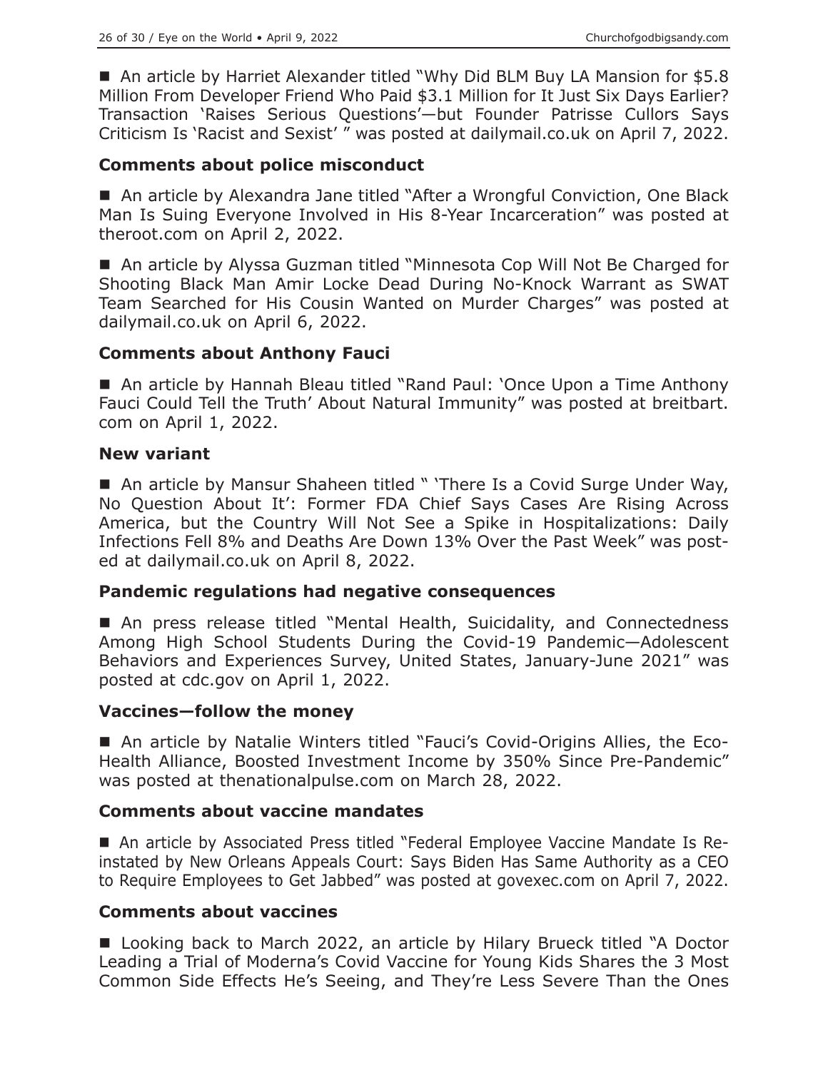■ An article by Harriet Alexander titled "Why Did BLM Buy LA Mansion for $5.8 Million From Developer Friend Who Paid $3.1 Million for It Just Six Days Earlier? Transaction 'Raises Serious Questions'—but Founder Patrisse Cullors Says Criticism Is 'Racist and Sexist' " was posted at dailymail.co.uk on April 7, 2022.

### Comments about police misconduct

■ An article by Alexandra Jane titled "After a Wrongful Conviction, One Black Man Is Suing Everyone Involved in His 8-Year Incarceration" was posted at theroot.com on April 2, 2022.

■ An article by Alyssa Guzman titled "Minnesota Cop Will Not Be Charged for Shooting Black Man Amir Locke Dead During No-Knock Warrant as SWAT Team Searched for His Cousin Wanted on Murder Charges" was posted at dailymail.co.uk on April 6, 2022.

### Comments about Anthony Fauci

■ An article by Hannah Bleau titled "Rand Paul: 'Once Upon a Time Anthony Fauci Could Tell the Truth' About Natural Immunity" was posted at breitbart.com on April 1, 2022.

### New variant

■ An article by Mansur Shaheen titled " 'There Is a Covid Surge Under Way, No Question About It': Former FDA Chief Says Cases Are Rising Across America, but the Country Will Not See a Spike in Hospitalizations: Daily Infections Fell 8% and Deaths Are Down 13% Over the Past Week" was posted at dailymail.co.uk on April 8, 2022.

### Pandemic regulations had negative consequences

■ An press release titled "Mental Health, Suicidality, and Connectedness Among High School Students During the Covid-19 Pandemic—Adolescent Behaviors and Experiences Survey, United States, January-June 2021" was posted at cdc.gov on April 1, 2022.

### Vaccines—follow the money

■ An article by Natalie Winters titled "Fauci's Covid-Origins Allies, the Eco-Health Alliance, Boosted Investment Income by 350% Since Pre-Pandemic" was posted at thenationalpulse.com on March 28, 2022.

### Comments about vaccine mandates

■ An article by Associated Press titled "Federal Employee Vaccine Mandate Is Reinstated by New Orleans Appeals Court: Says Biden Has Same Authority as a CEO to Require Employees to Get Jabbed" was posted at govexec.com on April 7, 2022.

### Comments about vaccines

■ Looking back to March 2022, an article by Hilary Brueck titled "A Doctor Leading a Trial of Moderna's Covid Vaccine for Young Kids Shares the 3 Most Common Side Effects He's Seeing, and They're Less Severe Than the Ones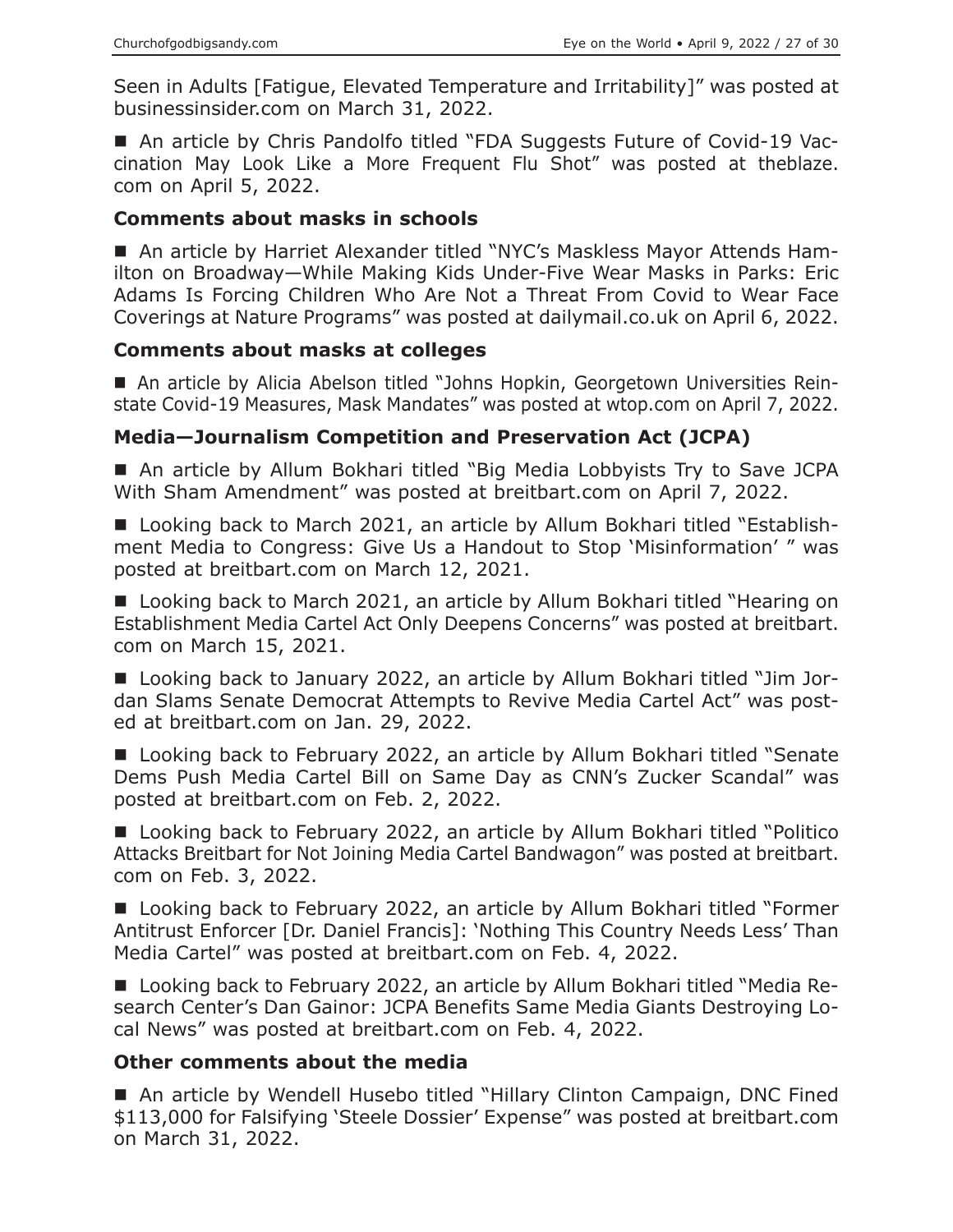Seen in Adults [Fatigue, Elevated Temperature and Irritability]" was posted at businessinsider.com on March 31, 2022.

■ An article by Chris Pandolfo titled "FDA Suggests Future of Covid-19 Vaccination May Look Like a More Frequent Flu Shot" was posted at theblaze.com on April 5, 2022.

### Comments about masks in schools

■ An article by Harriet Alexander titled "NYC's Maskless Mayor Attends Hamilton on Broadway—While Making Kids Under-Five Wear Masks in Parks: Eric Adams Is Forcing Children Who Are Not a Threat From Covid to Wear Face Coverings at Nature Programs" was posted at dailymail.co.uk on April 6, 2022.

### Comments about masks at colleges

■ An article by Alicia Abelson titled "Johns Hopkin, Georgetown Universities Reinstate Covid-19 Measures, Mask Mandates" was posted at wtop.com on April 7, 2022.

### Media—Journalism Competition and Preservation Act (JCPA)

■ An article by Allum Bokhari titled "Big Media Lobbyists Try to Save JCPA With Sham Amendment" was posted at breitbart.com on April 7, 2022.

■ Looking back to March 2021, an article by Allum Bokhari titled "Establishment Media to Congress: Give Us a Handout to Stop 'Misinformation' " was posted at breitbart.com on March 12, 2021.

■ Looking back to March 2021, an article by Allum Bokhari titled "Hearing on Establishment Media Cartel Act Only Deepens Concerns" was posted at breitbart.com on March 15, 2021.

■ Looking back to January 2022, an article by Allum Bokhari titled "Jim Jordan Slams Senate Democrat Attempts to Revive Media Cartel Act" was posted at breitbart.com on Jan. 29, 2022.

■ Looking back to February 2022, an article by Allum Bokhari titled "Senate Dems Push Media Cartel Bill on Same Day as CNN's Zucker Scandal" was posted at breitbart.com on Feb. 2, 2022.

■ Looking back to February 2022, an article by Allum Bokhari titled "Politico Attacks Breitbart for Not Joining Media Cartel Bandwagon" was posted at breitbart.com on Feb. 3, 2022.

■ Looking back to February 2022, an article by Allum Bokhari titled "Former Antitrust Enforcer [Dr. Daniel Francis]: 'Nothing This Country Needs Less' Than Media Cartel" was posted at breitbart.com on Feb. 4, 2022.

■ Looking back to February 2022, an article by Allum Bokhari titled "Media Research Center's Dan Gainor: JCPA Benefits Same Media Giants Destroying Local News" was posted at breitbart.com on Feb. 4, 2022.

### Other comments about the media

■ An article by Wendell Husebo titled "Hillary Clinton Campaign, DNC Fined $113,000 for Falsifying 'Steele Dossier' Expense" was posted at breitbart.com on March 31, 2022.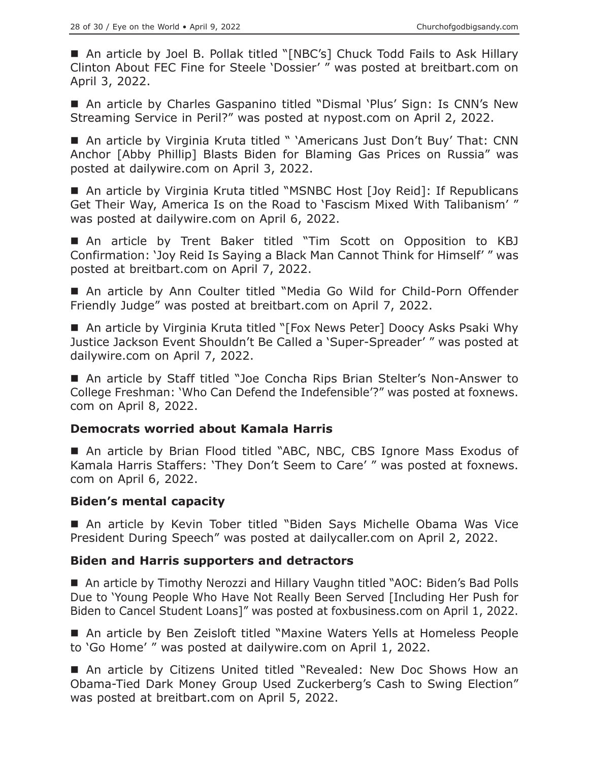■ An article by Joel B. Pollak titled "[NBC's] Chuck Todd Fails to Ask Hillary Clinton About FEC Fine for Steele 'Dossier' " was posted at breitbart.com on April 3, 2022.

■ An article by Charles Gaspanino titled "Dismal 'Plus' Sign: Is CNN's New Streaming Service in Peril?" was posted at nypost.com on April 2, 2022.

■ An article by Virginia Kruta titled " 'Americans Just Don't Buy' That: CNN Anchor [Abby Phillip] Blasts Biden for Blaming Gas Prices on Russia" was posted at dailywire.com on April 3, 2022.

■ An article by Virginia Kruta titled "MSNBC Host [Joy Reid]: If Republicans Get Their Way, America Is on the Road to 'Fascism Mixed With Talibanism' " was posted at dailywire.com on April 6, 2022.

■ An article by Trent Baker titled "Tim Scott on Opposition to KBJ Confirmation: 'Joy Reid Is Saying a Black Man Cannot Think for Himself' " was posted at breitbart.com on April 7, 2022.

■ An article by Ann Coulter titled "Media Go Wild for Child-Porn Offender Friendly Judge" was posted at breitbart.com on April 7, 2022.

■ An article by Virginia Kruta titled "[Fox News Peter] Doocy Asks Psaki Why Justice Jackson Event Shouldn't Be Called a 'Super-Spreader' " was posted at dailywire.com on April 7, 2022.

■ An article by Staff titled "Joe Concha Rips Brian Stelter's Non-Answer to College Freshman: 'Who Can Defend the Indefensible'?" was posted at foxnews.com on April 8, 2022.

### Democrats worried about Kamala Harris

■ An article by Brian Flood titled "ABC, NBC, CBS Ignore Mass Exodus of Kamala Harris Staffers: 'They Don't Seem to Care' " was posted at foxnews.com on April 6, 2022.

### Biden's mental capacity

■ An article by Kevin Tober titled "Biden Says Michelle Obama Was Vice President During Speech" was posted at dailycaller.com on April 2, 2022.

### Biden and Harris supporters and detractors

■ An article by Timothy Nerozzi and Hillary Vaughn titled "AOC: Biden's Bad Polls Due to 'Young People Who Have Not Really Been Served [Including Her Push for Biden to Cancel Student Loans]" was posted at foxbusiness.com on April 1, 2022.

■ An article by Ben Zeisloft titled "Maxine Waters Yells at Homeless People to 'Go Home' " was posted at dailywire.com on April 1, 2022.

■ An article by Citizens United titled "Revealed: New Doc Shows How an Obama-Tied Dark Money Group Used Zuckerberg's Cash to Swing Election" was posted at breitbart.com on April 5, 2022.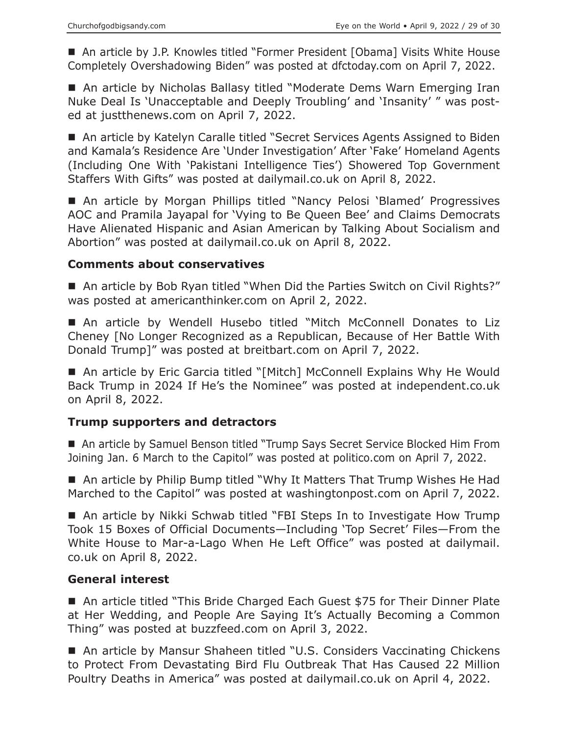■ An article by J.P. Knowles titled "Former President [Obama] Visits White House Completely Overshadowing Biden" was posted at dfctoday.com on April 7, 2022.

■ An article by Nicholas Ballasy titled "Moderate Dems Warn Emerging Iran Nuke Deal Is 'Unacceptable and Deeply Troubling' and 'Insanity' " was posted at justthenews.com on April 7, 2022.

■ An article by Katelyn Caralle titled "Secret Services Agents Assigned to Biden and Kamala's Residence Are 'Under Investigation' After 'Fake' Homeland Agents (Including One With 'Pakistani Intelligence Ties') Showered Top Government Staffers With Gifts" was posted at dailymail.co.uk on April 8, 2022.

■ An article by Morgan Phillips titled "Nancy Pelosi 'Blamed' Progressives AOC and Pramila Jayapal for 'Vying to Be Queen Bee' and Claims Democrats Have Alienated Hispanic and Asian American by Talking About Socialism and Abortion" was posted at dailymail.co.uk on April 8, 2022.

### Comments about conservatives

■ An article by Bob Ryan titled "When Did the Parties Switch on Civil Rights?" was posted at americanthinker.com on April 2, 2022.

■ An article by Wendell Husebo titled "Mitch McConnell Donates to Liz Cheney [No Longer Recognized as a Republican, Because of Her Battle With Donald Trump]" was posted at breitbart.com on April 7, 2022.

■ An article by Eric Garcia titled "[Mitch] McConnell Explains Why He Would Back Trump in 2024 If He's the Nominee" was posted at independent.co.uk on April 8, 2022.

### Trump supporters and detractors

■ An article by Samuel Benson titled "Trump Says Secret Service Blocked Him From Joining Jan. 6 March to the Capitol" was posted at politico.com on April 7, 2022.

■ An article by Philip Bump titled "Why It Matters That Trump Wishes He Had Marched to the Capitol" was posted at washingtonpost.com on April 7, 2022.

■ An article by Nikki Schwab titled "FBI Steps In to Investigate How Trump Took 15 Boxes of Official Documents—Including 'Top Secret' Files—From the White House to Mar-a-Lago When He Left Office" was posted at dailymail.co.uk on April 8, 2022.

### General interest

■ An article titled "This Bride Charged Each Guest $75 for Their Dinner Plate at Her Wedding, and People Are Saying It's Actually Becoming a Common Thing" was posted at buzzfeed.com on April 3, 2022.

■ An article by Mansur Shaheen titled "U.S. Considers Vaccinating Chickens to Protect From Devastating Bird Flu Outbreak That Has Caused 22 Million Poultry Deaths in America" was posted at dailymail.co.uk on April 4, 2022.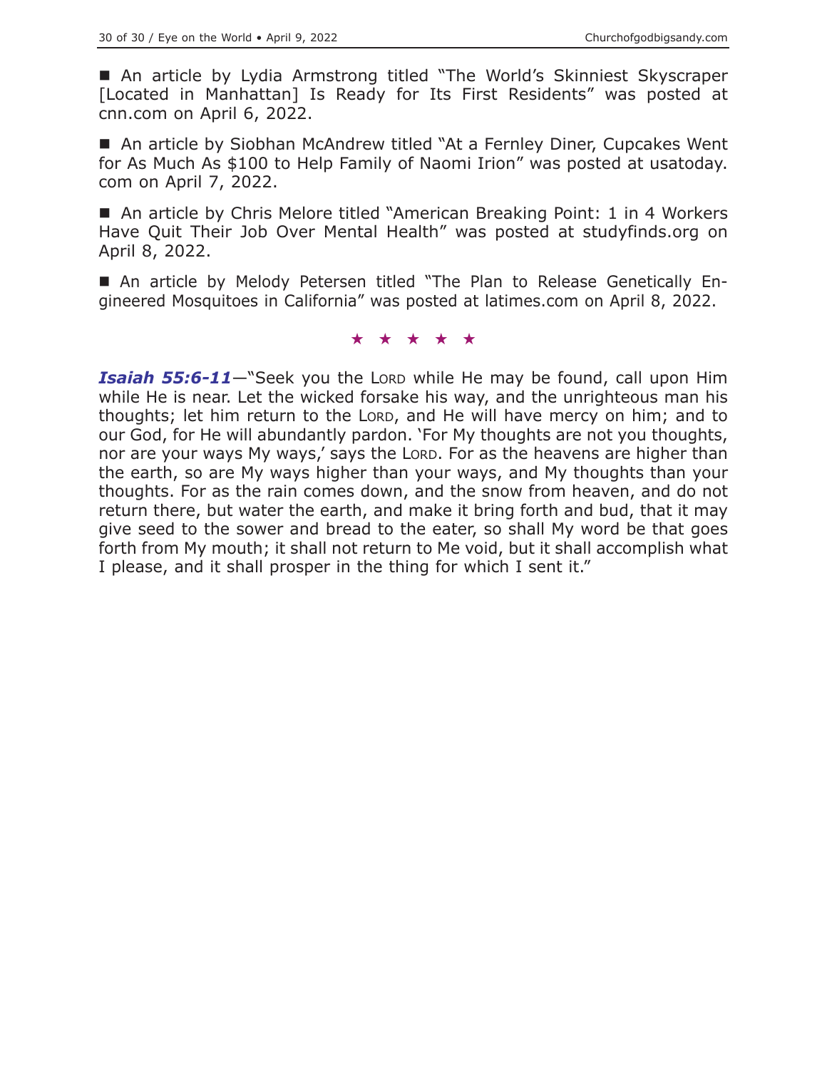■ An article by Lydia Armstrong titled "The World's Skinniest Skyscraper [Located in Manhattan] Is Ready for Its First Residents" was posted at cnn.com on April 6, 2022.

■ An article by Siobhan McAndrew titled "At a Fernley Diner, Cupcakes Went for As Much As $100 to Help Family of Naomi Irion" was posted at usatoday.com on April 7, 2022.

■ An article by Chris Melore titled "American Breaking Point: 1 in 4 Workers Have Quit Their Job Over Mental Health" was posted at studyfinds.org on April 8, 2022.

■ An article by Melody Petersen titled "The Plan to Release Genetically Engineered Mosquitoes in California" was posted at latimes.com on April 8, 2022.

★ ★ ★ ★ ★

***Isaiah 55:6-11***—"Seek you the LORD while He may be found, call upon Him while He is near. Let the wicked forsake his way, and the unrighteous man his thoughts; let him return to the LORD, and He will have mercy on him; and to our God, for He will abundantly pardon. 'For My thoughts are not you thoughts, nor are your ways My ways,' says the LORD. For as the heavens are higher than the earth, so are My ways higher than your ways, and My thoughts than your thoughts. For as the rain comes down, and the snow from heaven, and do not return there, but water the earth, and make it bring forth and bud, that it may give seed to the sower and bread to the eater, so shall My word be that goes forth from My mouth; it shall not return to Me void, but it shall accomplish what I please, and it shall prosper in the thing for which I sent it."